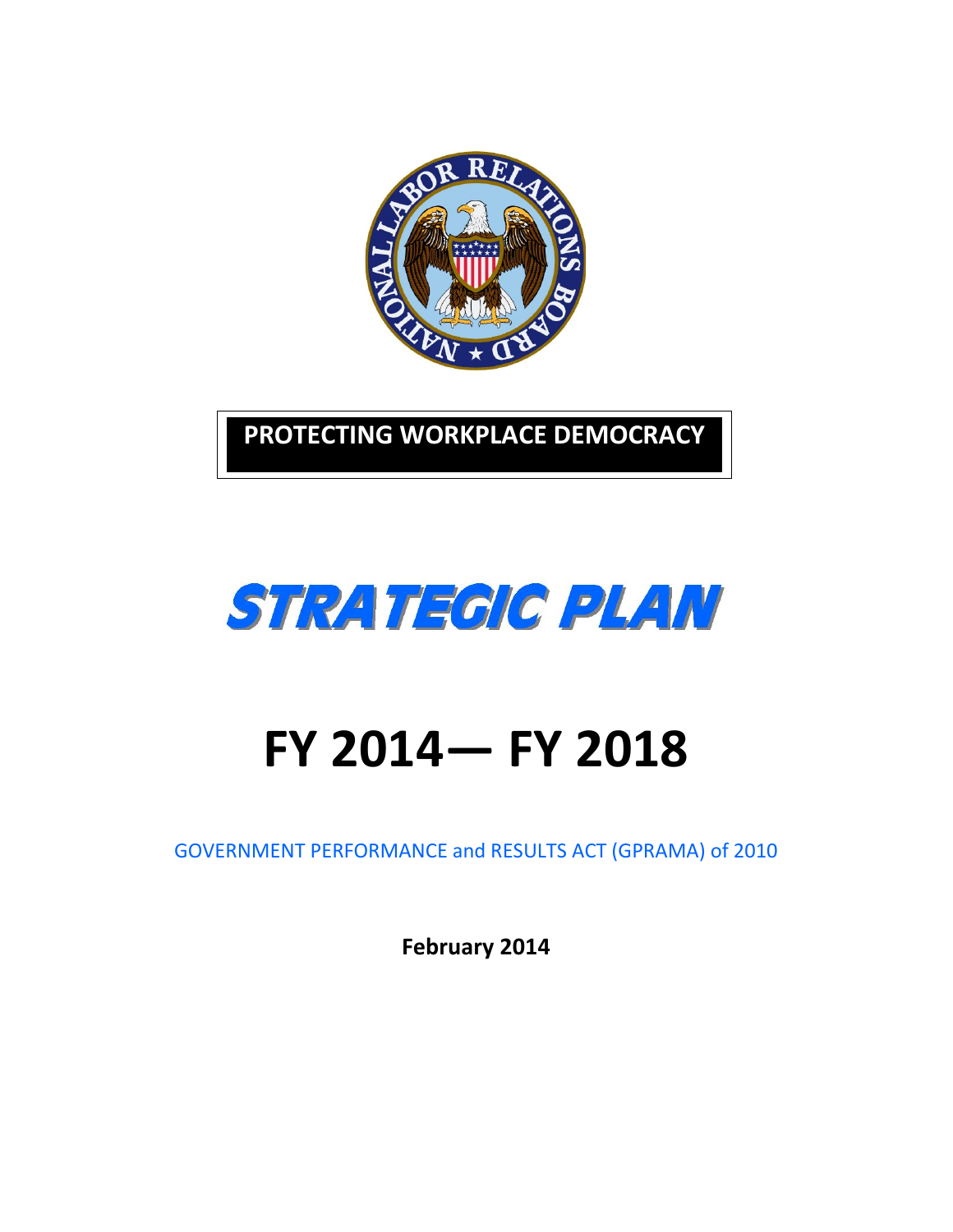**PROTECTING WORKPLACE DEMOCRACY**

# STRATEGIC PLAN

# FY 2014— FY 2018

GOVERNMENT PERFORMANCE and RESULTS ACT (GPRAMA) of 2010

**February 2014**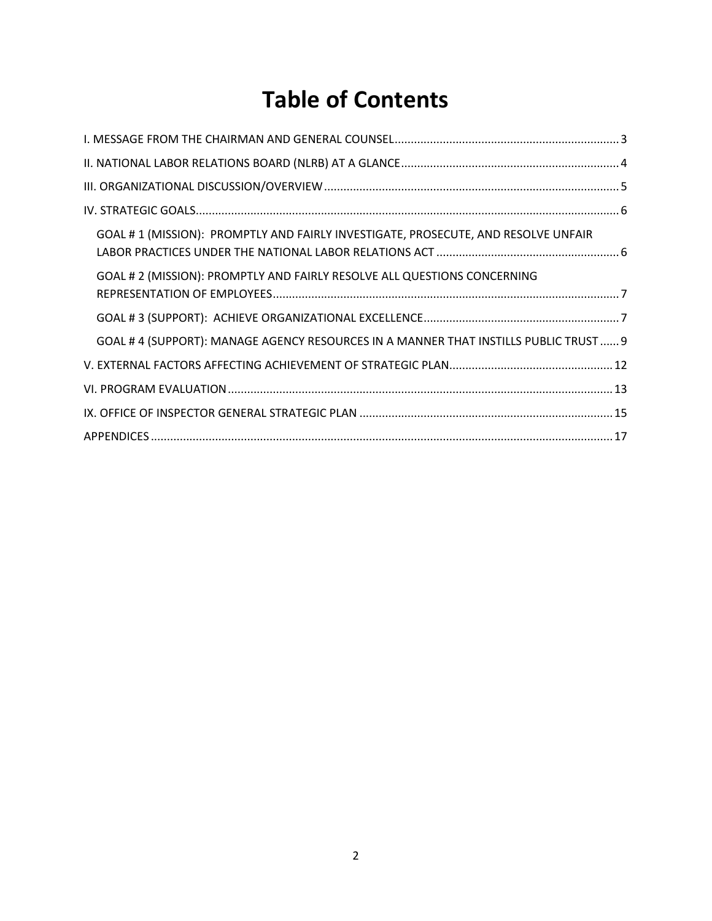# Table of Contents

I. MESSAGE FROM THE CHAIRMAN AND GENERAL COUNSEL ..... 3

II. NATIONAL LABOR RELATIONS BOARD (NLRB) AT A GLANCE ..... 4

III. ORGANIZATIONAL DISCUSSION/OVERVIEW ..... 5

IV. STRATEGIC GOALS ..... 6

- GOAL # 1 (MISSION): PROMPTLY AND FAIRLY INVESTIGATE, PROSECUTE, AND RESOLVE UNFAIR LABOR PRACTICES UNDER THE NATIONAL LABOR RELATIONS ACT ..... 6
- GOAL # 2 (MISSION): PROMPTLY AND FAIRLY RESOLVE ALL QUESTIONS CONCERNING REPRESENTATION OF EMPLOYEES ..... 7
- GOAL # 3 (SUPPORT): ACHIEVE ORGANIZATIONAL EXCELLENCE ..... 7
- GOAL # 4 (SUPPORT): MANAGE AGENCY RESOURCES IN A MANNER THAT INSTILLS PUBLIC TRUST ..... 9

V. EXTERNAL FACTORS AFFECTING ACHIEVEMENT OF STRATEGIC PLAN ..... 12

VI. PROGRAM EVALUATION ..... 13

IX. OFFICE OF INSPECTOR GENERAL STRATEGIC PLAN ..... 15

APPENDICES ..... 17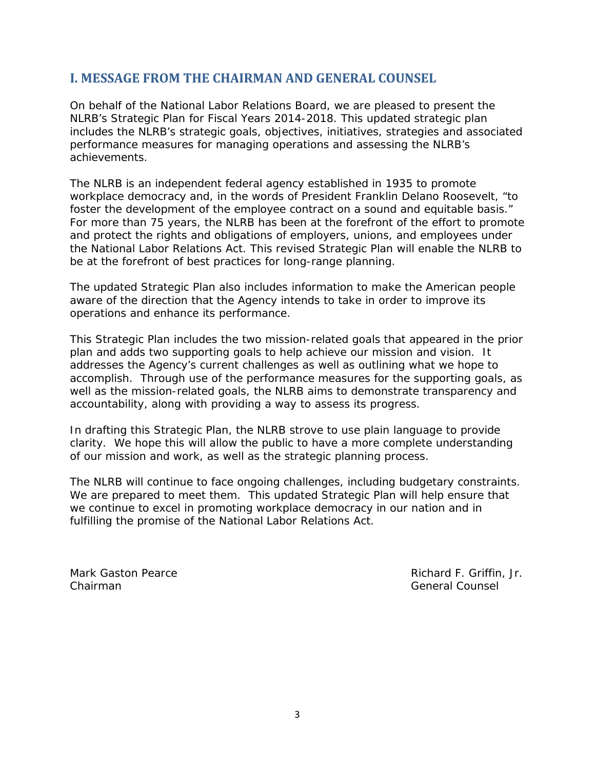## I. MESSAGE FROM THE CHAIRMAN AND GENERAL COUNSEL

On behalf of the National Labor Relations Board, we are pleased to present the NLRB's Strategic Plan for Fiscal Years 2014-2018. This updated strategic plan includes the NLRB's strategic goals, objectives, initiatives, strategies and associated performance measures for managing operations and assessing the NLRB's achievements.

The NLRB is an independent federal agency established in 1935 to promote workplace democracy and, in the words of President Franklin Delano Roosevelt, "to foster the development of the employee contract on a sound and equitable basis." For more than 75 years, the NLRB has been at the forefront of the effort to promote and protect the rights and obligations of employers, unions, and employees under the National Labor Relations Act. This revised Strategic Plan will enable the NLRB to be at the forefront of best practices for long-range planning.

The updated Strategic Plan also includes information to make the American people aware of the direction that the Agency intends to take in order to improve its operations and enhance its performance.

This Strategic Plan includes the two mission-related goals that appeared in the prior plan and adds two supporting goals to help achieve our mission and vision. It addresses the Agency's current challenges as well as outlining what we hope to accomplish. Through use of the performance measures for the supporting goals, as well as the mission-related goals, the NLRB aims to demonstrate transparency and accountability, along with providing a way to assess its progress.

In drafting this Strategic Plan, the NLRB strove to use plain language to provide clarity. We hope this will allow the public to have a more complete understanding of our mission and work, as well as the strategic planning process.

The NLRB will continue to face ongoing challenges, including budgetary constraints. We are prepared to meet them. This updated Strategic Plan will help ensure that we continue to excel in promoting workplace democracy in our nation and in fulfilling the promise of the National Labor Relations Act.

Mark Gaston Pearce
Chairman

Richard F. Griffin, Jr.
General Counsel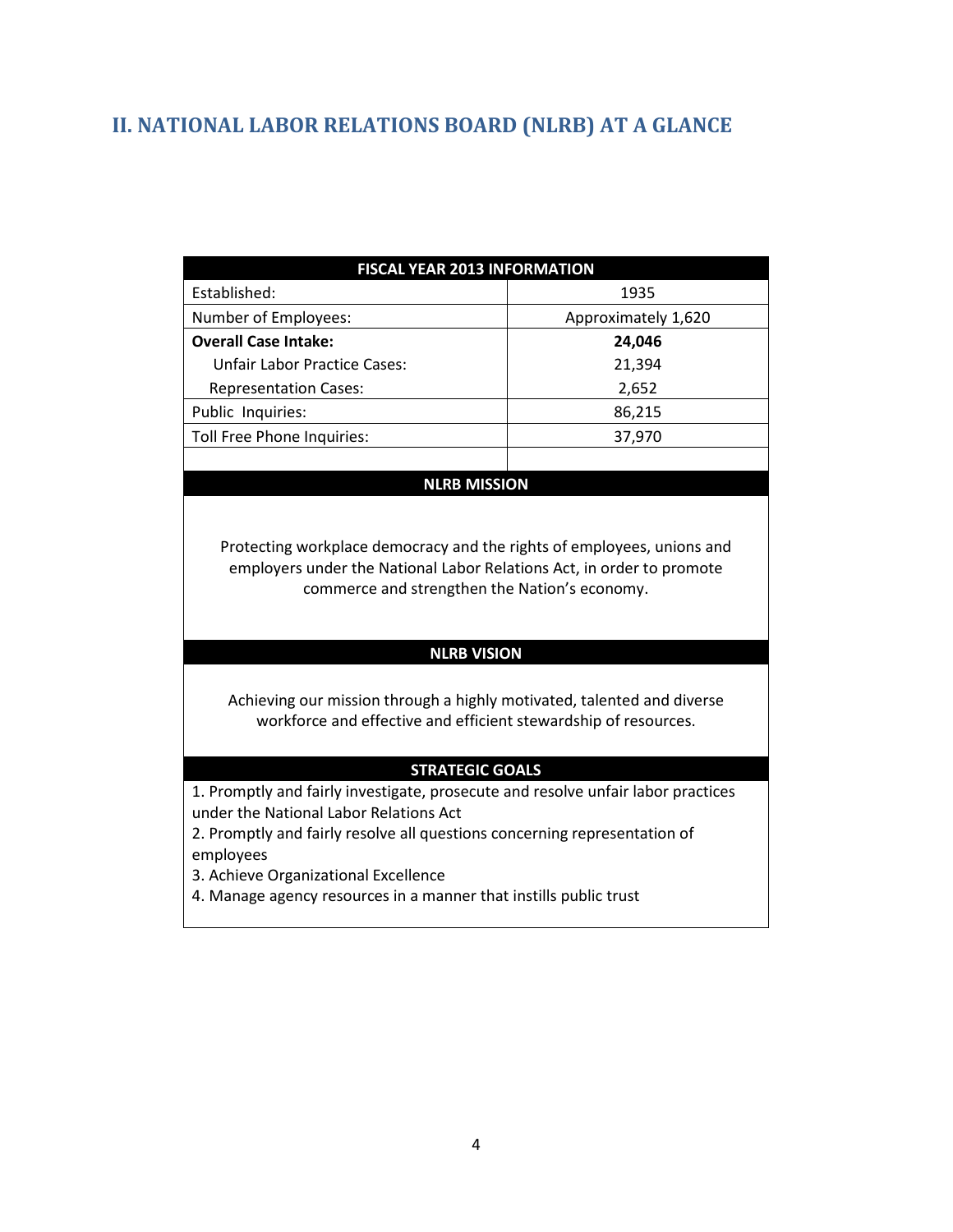## II. NATIONAL LABOR RELATIONS BOARD (NLRB) AT A GLANCE

| FISCAL YEAR 2013 INFORMATION | |
|---|---|
| Established: | 1935 |
| Number of Employees: | Approximately 1,620 |
| **Overall Case Intake:** | **24,046** |
| Unfair Labor Practice Cases: | 21,394 |
| Representation Cases: | 2,652 |
| Public Inquiries: | 86,215 |
| Toll Free Phone Inquiries: | 37,970 |

**NLRB MISSION**

Protecting workplace democracy and the rights of employees, unions and employers under the National Labor Relations Act, in order to promote commerce and strengthen the Nation's economy.

**NLRB VISION**

Achieving our mission through a highly motivated, talented and diverse workforce and effective and efficient stewardship of resources.

**STRATEGIC GOALS**

1. Promptly and fairly investigate, prosecute and resolve unfair labor practices under the National Labor Relations Act
2. Promptly and fairly resolve all questions concerning representation of employees
3. Achieve Organizational Excellence
4. Manage agency resources in a manner that instills public trust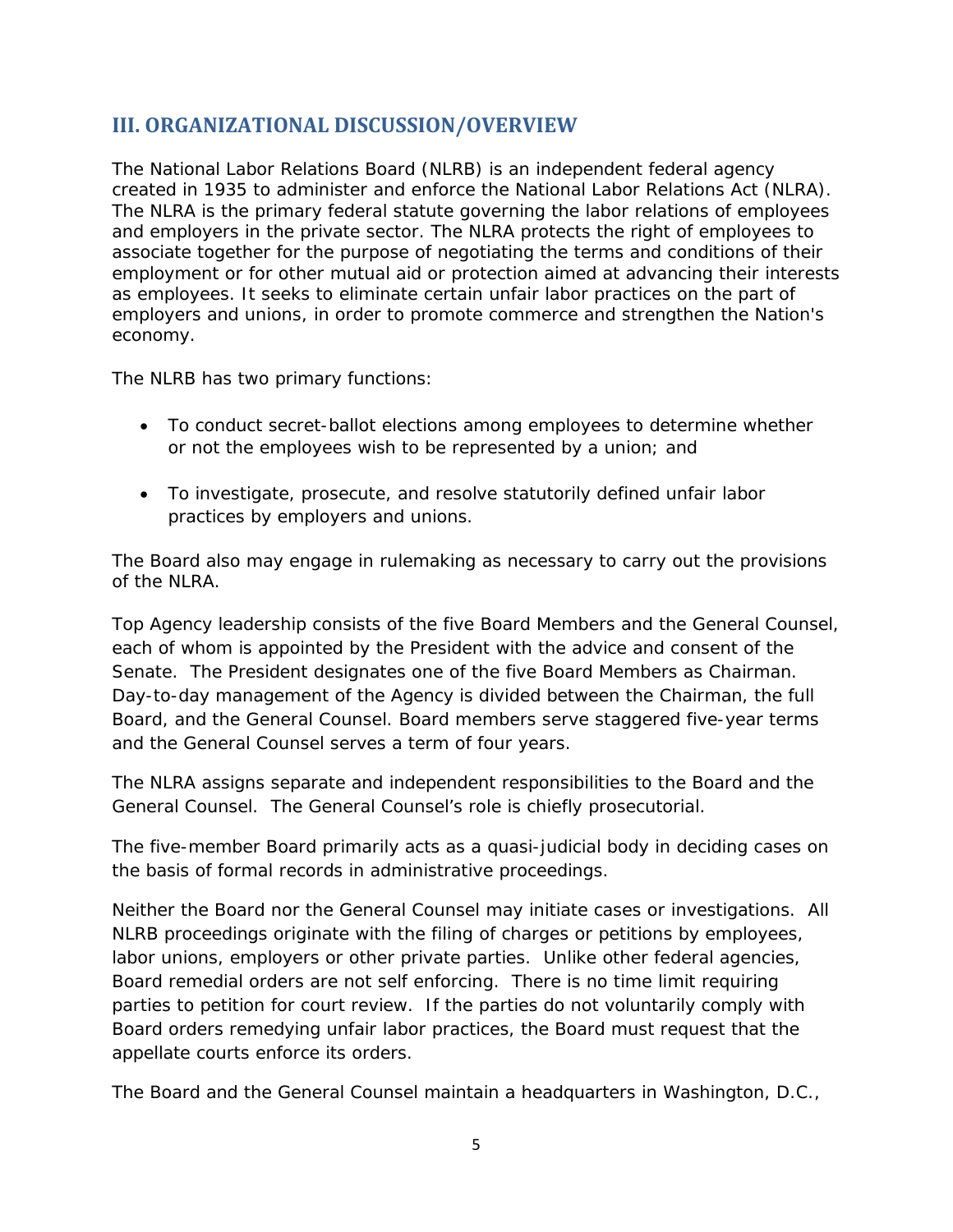## III. ORGANIZATIONAL DISCUSSION/OVERVIEW

The National Labor Relations Board (NLRB) is an independent federal agency created in 1935 to administer and enforce the National Labor Relations Act (NLRA). The NLRA is the primary federal statute governing the labor relations of employees and employers in the private sector. The NLRA protects the right of employees to associate together for the purpose of negotiating the terms and conditions of their employment or for other mutual aid or protection aimed at advancing their interests as employees. It seeks to eliminate certain unfair labor practices on the part of employers and unions, in order to promote commerce and strengthen the Nation's economy.

The NLRB has two primary functions:

- To conduct secret-ballot elections among employees to determine whether or not the employees wish to be represented by a union; and
- To investigate, prosecute, and resolve statutorily defined unfair labor practices by employers and unions.

The Board also may engage in rulemaking as necessary to carry out the provisions of the NLRA.

Top Agency leadership consists of the five Board Members and the General Counsel, each of whom is appointed by the President with the advice and consent of the Senate. The President designates one of the five Board Members as Chairman. Day-to-day management of the Agency is divided between the Chairman, the full Board, and the General Counsel. Board members serve staggered five-year terms and the General Counsel serves a term of four years.

The NLRA assigns separate and independent responsibilities to the Board and the General Counsel. The General Counsel's role is chiefly prosecutorial.

The five-member Board primarily acts as a quasi-judicial body in deciding cases on the basis of formal records in administrative proceedings.

Neither the Board nor the General Counsel may initiate cases or investigations. All NLRB proceedings originate with the filing of charges or petitions by employees, labor unions, employers or other private parties. Unlike other federal agencies, Board remedial orders are not self enforcing. There is no time limit requiring parties to petition for court review. If the parties do not voluntarily comply with Board orders remedying unfair labor practices, the Board must request that the appellate courts enforce its orders.

The Board and the General Counsel maintain a headquarters in Washington, D.C.,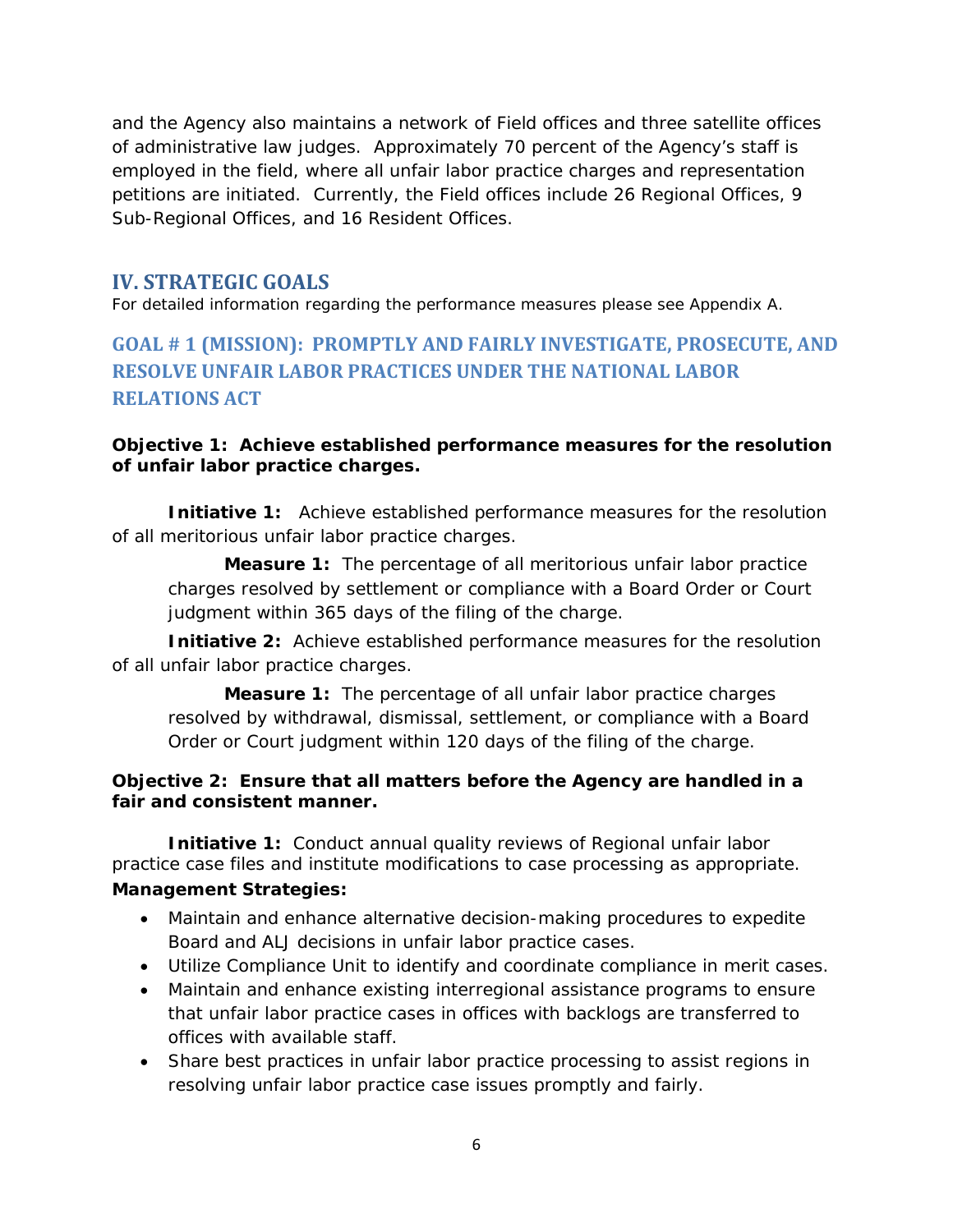and the Agency also maintains a network of Field offices and three satellite offices of administrative law judges. Approximately 70 percent of the Agency's staff is employed in the field, where all unfair labor practice charges and representation petitions are initiated. Currently, the Field offices include 26 Regional Offices, 9 Sub-Regional Offices, and 16 Resident Offices.

## IV. STRATEGIC GOALS

For detailed information regarding the performance measures please see Appendix A.

### GOAL # 1 (MISSION): PROMPTLY AND FAIRLY INVESTIGATE, PROSECUTE, AND RESOLVE UNFAIR LABOR PRACTICES UNDER THE NATIONAL LABOR RELATIONS ACT

**Objective 1: Achieve established performance measures for the resolution of unfair labor practice charges.**

**Initiative 1:** Achieve established performance measures for the resolution of all meritorious unfair labor practice charges.

> **Measure 1:** The percentage of all meritorious unfair labor practice charges resolved by settlement or compliance with a Board Order or Court judgment within 365 days of the filing of the charge.

**Initiative 2:** Achieve established performance measures for the resolution of all unfair labor practice charges.

> **Measure 1:** The percentage of all unfair labor practice charges resolved by withdrawal, dismissal, settlement, or compliance with a Board Order or Court judgment within 120 days of the filing of the charge.

**Objective 2: Ensure that all matters before the Agency are handled in a fair and consistent manner.**

**Initiative 1:** Conduct annual quality reviews of Regional unfair labor practice case files and institute modifications to case processing as appropriate.

**Management Strategies:**

- Maintain and enhance alternative decision-making procedures to expedite Board and ALJ decisions in unfair labor practice cases.
- Utilize Compliance Unit to identify and coordinate compliance in merit cases.
- Maintain and enhance existing interregional assistance programs to ensure that unfair labor practice cases in offices with backlogs are transferred to offices with available staff.
- Share best practices in unfair labor practice processing to assist regions in resolving unfair labor practice case issues promptly and fairly.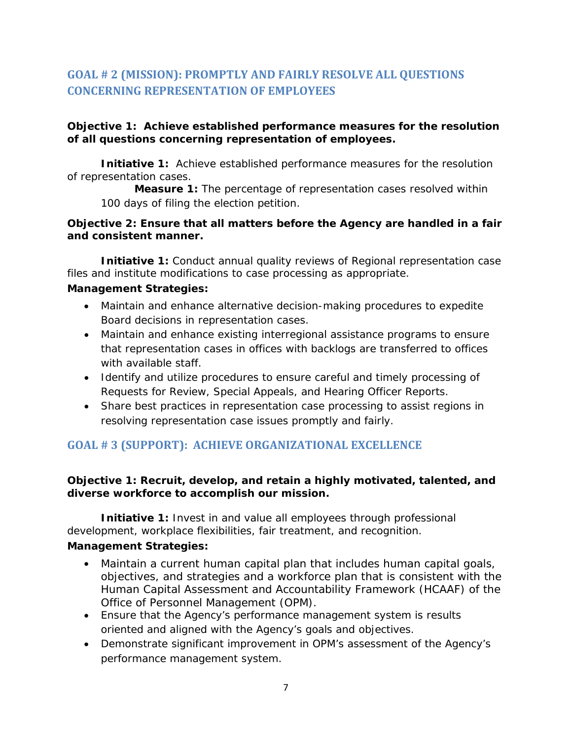## GOAL # 2 (MISSION): PROMPTLY AND FAIRLY RESOLVE ALL QUESTIONS CONCERNING REPRESENTATION OF EMPLOYEES

**Objective 1: Achieve established performance measures for the resolution of all questions concerning representation of employees.**

**Initiative 1:** Achieve established performance measures for the resolution of representation cases.

**Measure 1:** The percentage of representation cases resolved within 100 days of filing the election petition.

**Objective 2: Ensure that all matters before the Agency are handled in a fair and consistent manner.**

**Initiative 1:** Conduct annual quality reviews of Regional representation case files and institute modifications to case processing as appropriate.

**Management Strategies:**

- Maintain and enhance alternative decision-making procedures to expedite Board decisions in representation cases.
- Maintain and enhance existing interregional assistance programs to ensure that representation cases in offices with backlogs are transferred to offices with available staff.
- Identify and utilize procedures to ensure careful and timely processing of Requests for Review, Special Appeals, and Hearing Officer Reports.
- Share best practices in representation case processing to assist regions in resolving representation case issues promptly and fairly.

## GOAL # 3 (SUPPORT): ACHIEVE ORGANIZATIONAL EXCELLENCE

**Objective 1: Recruit, develop, and retain a highly motivated, talented, and diverse workforce to accomplish our mission.**

**Initiative 1:** Invest in and value all employees through professional development, workplace flexibilities, fair treatment, and recognition.

**Management Strategies:**

- Maintain a current human capital plan that includes human capital goals, objectives, and strategies and a workforce plan that is consistent with the Human Capital Assessment and Accountability Framework (HCAAF) of the Office of Personnel Management (OPM).
- Ensure that the Agency's performance management system is results oriented and aligned with the Agency's goals and objectives.
- Demonstrate significant improvement in OPM's assessment of the Agency's performance management system.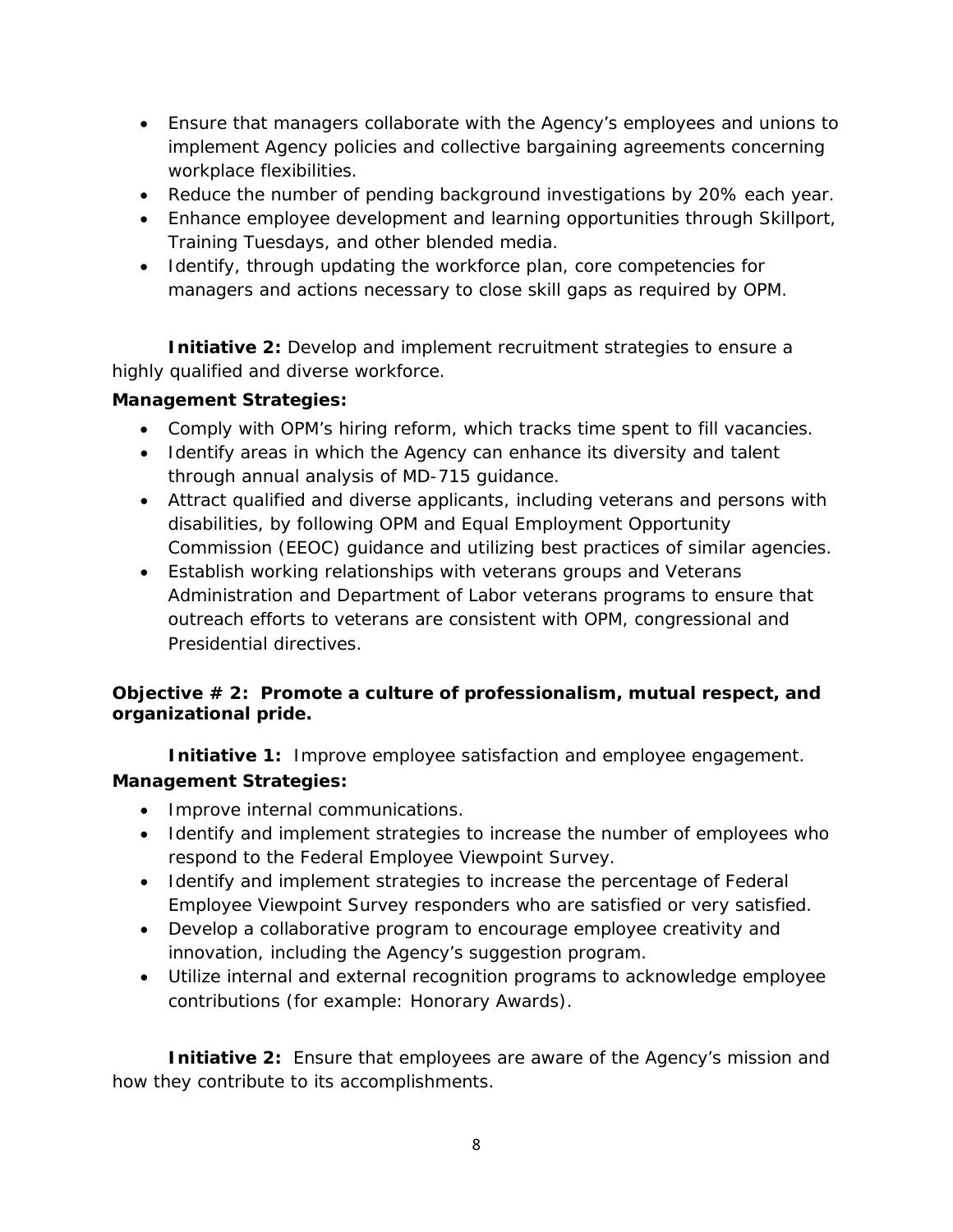- Ensure that managers collaborate with the Agency's employees and unions to implement Agency policies and collective bargaining agreements concerning workplace flexibilities.
- Reduce the number of pending background investigations by 20% each year.
- Enhance employee development and learning opportunities through Skillport, Training Tuesdays, and other blended media.
- Identify, through updating the workforce plan, core competencies for managers and actions necessary to close skill gaps as required by OPM.

**Initiative 2:** Develop and implement recruitment strategies to ensure a highly qualified and diverse workforce.

**Management Strategies:**

- Comply with OPM's hiring reform, which tracks time spent to fill vacancies.
- Identify areas in which the Agency can enhance its diversity and talent through annual analysis of MD-715 guidance.
- Attract qualified and diverse applicants, including veterans and persons with disabilities, by following OPM and Equal Employment Opportunity Commission (EEOC) guidance and utilizing best practices of similar agencies.
- Establish working relationships with veterans groups and Veterans Administration and Department of Labor veterans programs to ensure that outreach efforts to veterans are consistent with OPM, congressional and Presidential directives.

**Objective # 2: Promote a culture of professionalism, mutual respect, and organizational pride.**

**Initiative 1:** Improve employee satisfaction and employee engagement.

**Management Strategies:**

- Improve internal communications.
- Identify and implement strategies to increase the number of employees who respond to the Federal Employee Viewpoint Survey.
- Identify and implement strategies to increase the percentage of Federal Employee Viewpoint Survey responders who are satisfied or very satisfied.
- Develop a collaborative program to encourage employee creativity and innovation, including the Agency's suggestion program.
- Utilize internal and external recognition programs to acknowledge employee contributions (for example: Honorary Awards).

**Initiative 2:** Ensure that employees are aware of the Agency's mission and how they contribute to its accomplishments.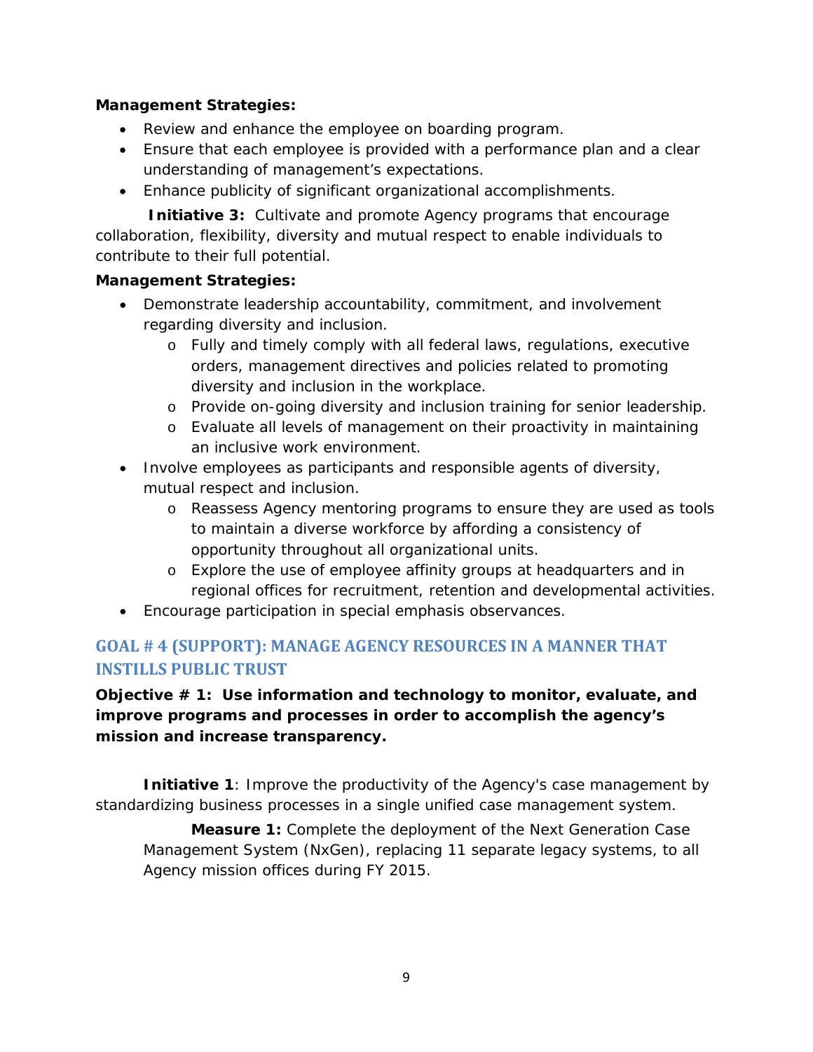**Management Strategies:**

- Review and enhance the employee on boarding program.
- Ensure that each employee is provided with a performance plan and a clear understanding of management's expectations.
- Enhance publicity of significant organizational accomplishments.

**Initiative 3:** Cultivate and promote Agency programs that encourage collaboration, flexibility, diversity and mutual respect to enable individuals to contribute to their full potential.

**Management Strategies:**

- Demonstrate leadership accountability, commitment, and involvement regarding diversity and inclusion.
  - Fully and timely comply with all federal laws, regulations, executive orders, management directives and policies related to promoting diversity and inclusion in the workplace.
  - Provide on-going diversity and inclusion training for senior leadership.
  - Evaluate all levels of management on their proactivity in maintaining an inclusive work environment.
- Involve employees as participants and responsible agents of diversity, mutual respect and inclusion.
  - Reassess Agency mentoring programs to ensure they are used as tools to maintain a diverse workforce by affording a consistency of opportunity throughout all organizational units.
  - Explore the use of employee affinity groups at headquarters and in regional offices for recruitment, retention and developmental activities.
- Encourage participation in special emphasis observances.

## GOAL # 4 (SUPPORT): MANAGE AGENCY RESOURCES IN A MANNER THAT INSTILLS PUBLIC TRUST

**Objective # 1: Use information and technology to monitor, evaluate, and improve programs and processes in order to accomplish the agency's mission and increase transparency.**

**Initiative 1**: Improve the productivity of the Agency's case management by standardizing business processes in a single unified case management system.

**Measure 1:** Complete the deployment of the Next Generation Case Management System (NxGen), replacing 11 separate legacy systems, to all Agency mission offices during FY 2015.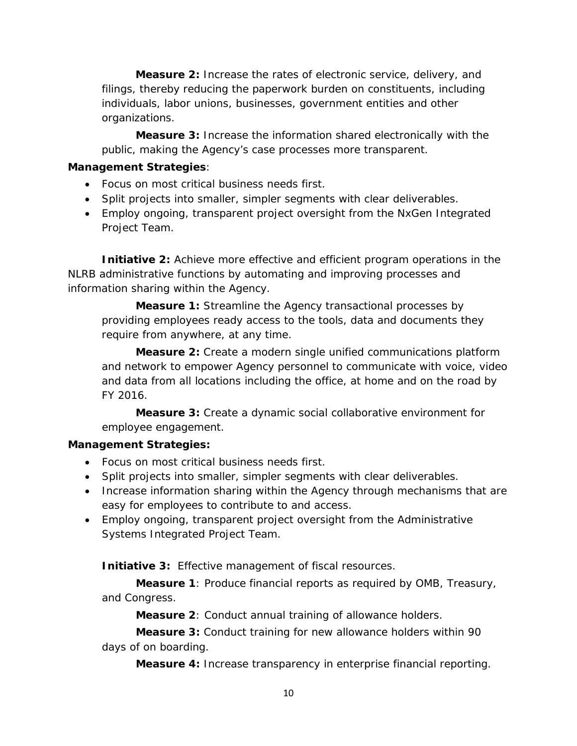**Measure 2:** Increase the rates of electronic service, delivery, and filings, thereby reducing the paperwork burden on constituents, including individuals, labor unions, businesses, government entities and other organizations.

**Measure 3:** Increase the information shared electronically with the public, making the Agency's case processes more transparent.

**Management Strategies**:

- Focus on most critical business needs first.
- Split projects into smaller, simpler segments with clear deliverables.
- Employ ongoing, transparent project oversight from the NxGen Integrated Project Team.

**Initiative 2:** Achieve more effective and efficient program operations in the NLRB administrative functions by automating and improving processes and information sharing within the Agency.

**Measure 1:** Streamline the Agency transactional processes by providing employees ready access to the tools, data and documents they require from anywhere, at any time.

**Measure 2:** Create a modern single unified communications platform and network to empower Agency personnel to communicate with voice, video and data from all locations including the office, at home and on the road by FY 2016.

**Measure 3:** Create a dynamic social collaborative environment for employee engagement.

**Management Strategies:**

- Focus on most critical business needs first.
- Split projects into smaller, simpler segments with clear deliverables.
- Increase information sharing within the Agency through mechanisms that are easy for employees to contribute to and access.
- Employ ongoing, transparent project oversight from the Administrative Systems Integrated Project Team.

**Initiative 3:** Effective management of fiscal resources.

**Measure 1**: Produce financial reports as required by OMB, Treasury, and Congress.

**Measure 2**: Conduct annual training of allowance holders.

**Measure 3:** Conduct training for new allowance holders within 90 days of on boarding.

**Measure 4:** Increase transparency in enterprise financial reporting.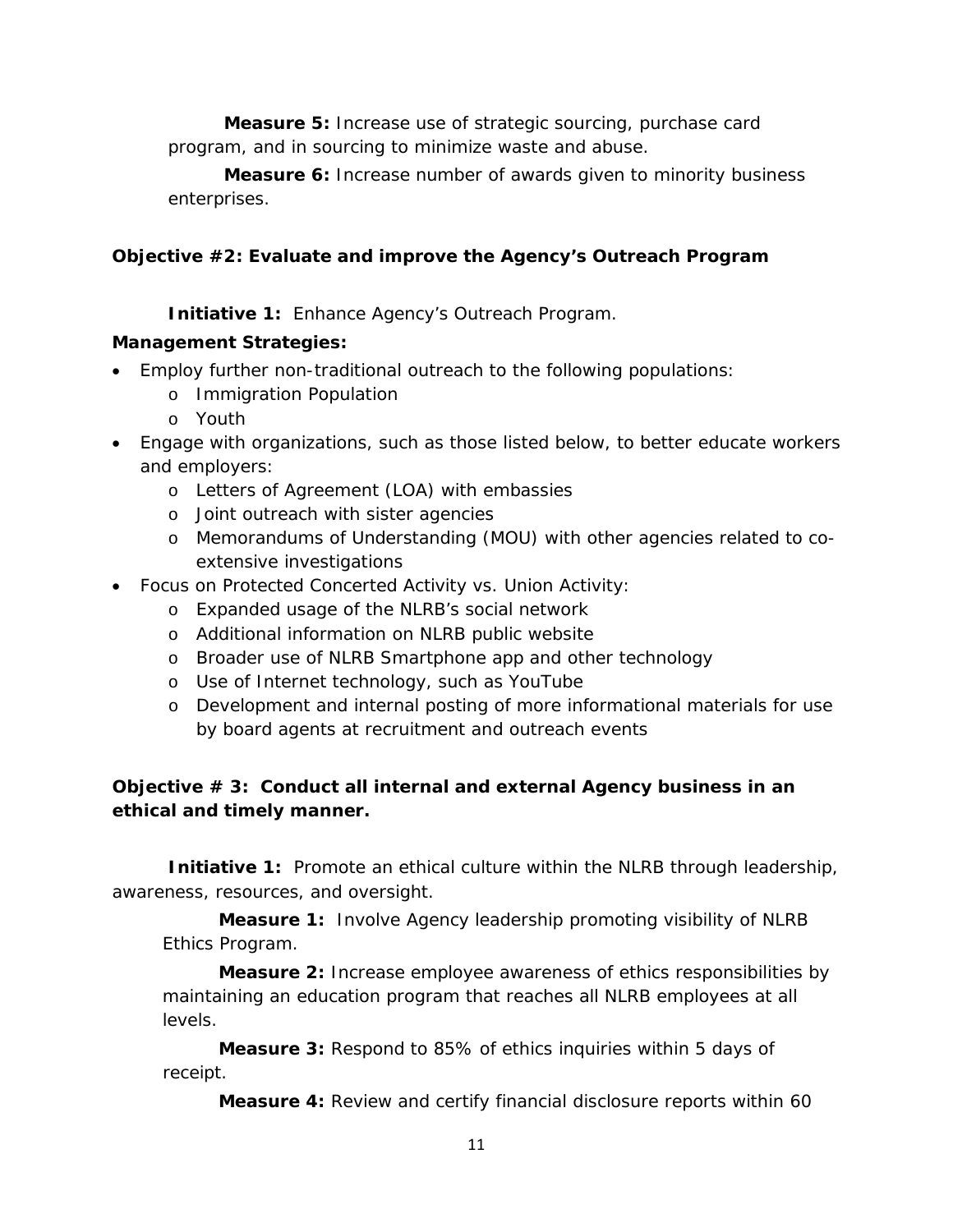**Measure 5:** Increase use of strategic sourcing, purchase card program, and in sourcing to minimize waste and abuse.

**Measure 6:** Increase number of awards given to minority business enterprises.

**Objective #2: Evaluate and improve the Agency's Outreach Program**

**Initiative 1:** Enhance Agency's Outreach Program.

**Management Strategies:**

- Employ further non-traditional outreach to the following populations:
  - Immigration Population
  - Youth
- Engage with organizations, such as those listed below, to better educate workers and employers:
  - Letters of Agreement (LOA) with embassies
  - Joint outreach with sister agencies
  - Memorandums of Understanding (MOU) with other agencies related to co-extensive investigations
- Focus on Protected Concerted Activity vs. Union Activity:
  - Expanded usage of the NLRB's social network
  - Additional information on NLRB public website
  - Broader use of NLRB Smartphone app and other technology
  - Use of Internet technology, such as YouTube
  - Development and internal posting of more informational materials for use by board agents at recruitment and outreach events

**Objective # 3: Conduct all internal and external Agency business in an ethical and timely manner.**

**Initiative 1:** Promote an ethical culture within the NLRB through leadership, awareness, resources, and oversight.

**Measure 1:** Involve Agency leadership promoting visibility of NLRB Ethics Program.

**Measure 2:** Increase employee awareness of ethics responsibilities by maintaining an education program that reaches all NLRB employees at all levels.

**Measure 3:** Respond to 85% of ethics inquiries within 5 days of receipt.

**Measure 4:** Review and certify financial disclosure reports within 60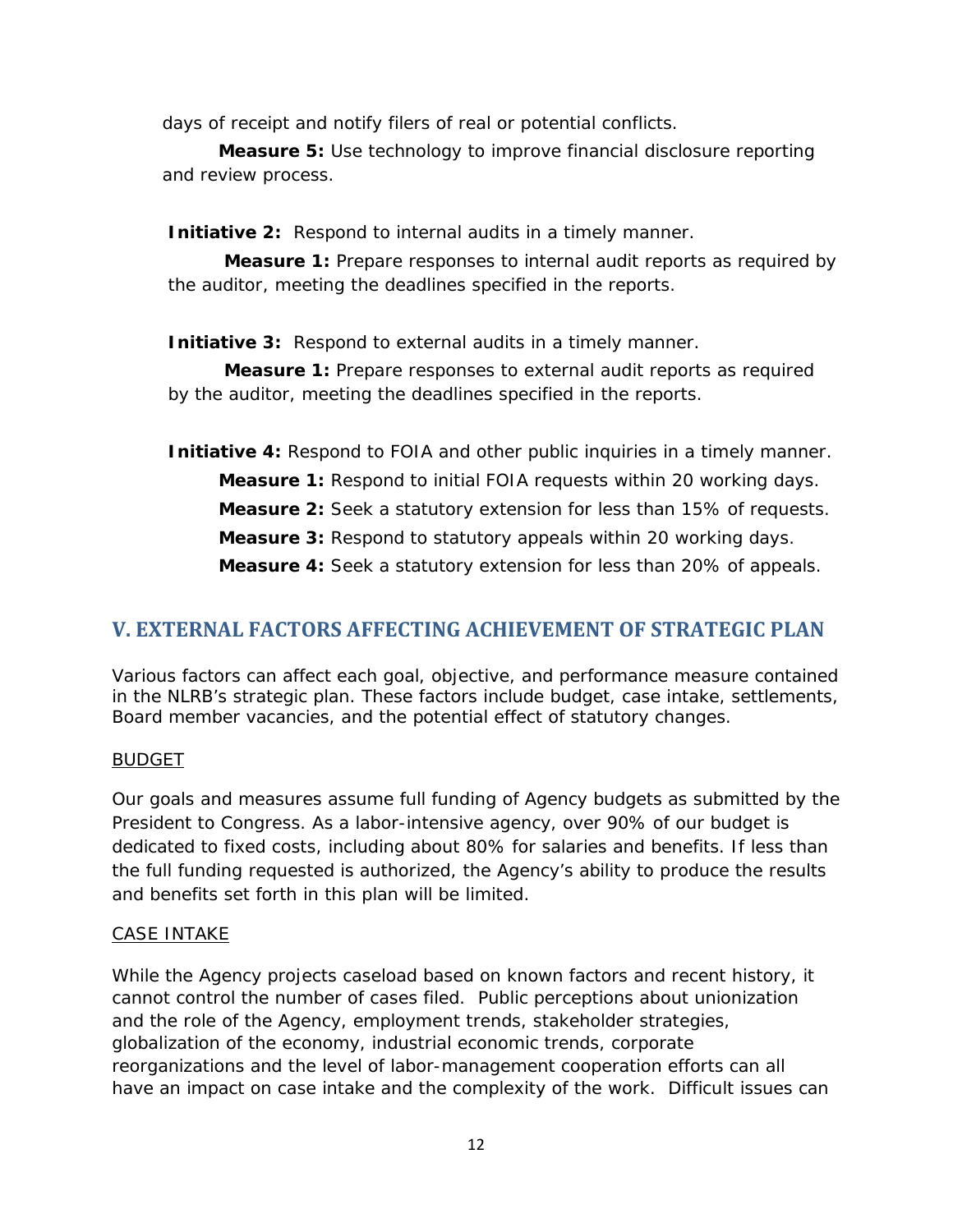days of receipt and notify filers of real or potential conflicts.

**Measure 5:** Use technology to improve financial disclosure reporting and review process.

**Initiative 2:** Respond to internal audits in a timely manner.

**Measure 1:** Prepare responses to internal audit reports as required by the auditor, meeting the deadlines specified in the reports.

**Initiative 3:** Respond to external audits in a timely manner.

**Measure 1:** Prepare responses to external audit reports as required by the auditor, meeting the deadlines specified in the reports.

**Initiative 4:** Respond to FOIA and other public inquiries in a timely manner.

**Measure 1:** Respond to initial FOIA requests within 20 working days.

**Measure 2:** Seek a statutory extension for less than 15% of requests.

**Measure 3:** Respond to statutory appeals within 20 working days.

**Measure 4:** Seek a statutory extension for less than 20% of appeals.

## V. EXTERNAL FACTORS AFFECTING ACHIEVEMENT OF STRATEGIC PLAN

Various factors can affect each goal, objective, and performance measure contained in the NLRB's strategic plan. These factors include budget, case intake, settlements, Board member vacancies, and the potential effect of statutory changes.

<u>BUDGET</u>

Our goals and measures assume full funding of Agency budgets as submitted by the President to Congress. As a labor-intensive agency, over 90% of our budget is dedicated to fixed costs, including about 80% for salaries and benefits. If less than the full funding requested is authorized, the Agency's ability to produce the results and benefits set forth in this plan will be limited.

<u>CASE INTAKE</u>

While the Agency projects caseload based on known factors and recent history, it cannot control the number of cases filed. Public perceptions about unionization and the role of the Agency, employment trends, stakeholder strategies, globalization of the economy, industrial economic trends, corporate reorganizations and the level of labor-management cooperation efforts can all have an impact on case intake and the complexity of the work. Difficult issues can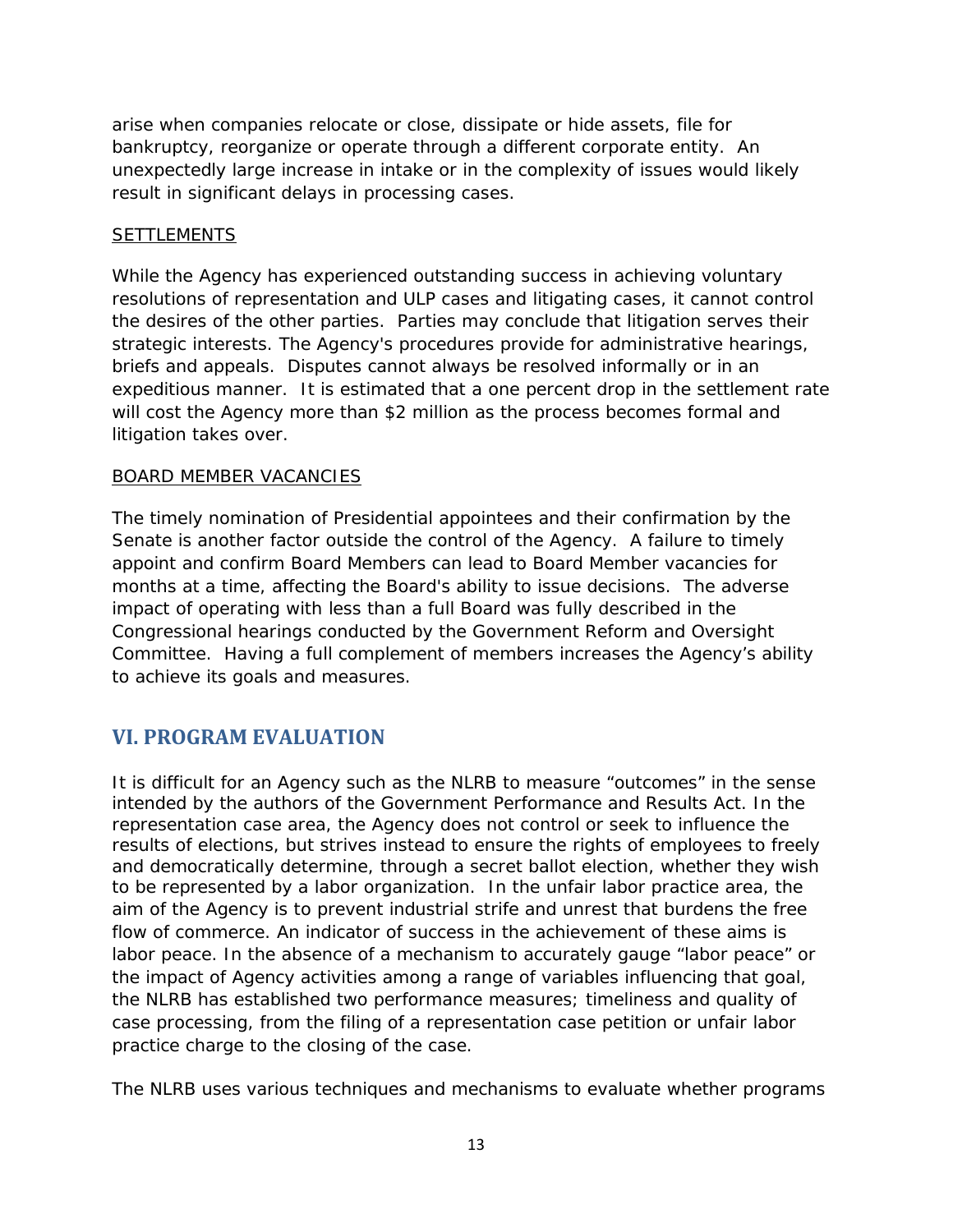arise when companies relocate or close, dissipate or hide assets, file for bankruptcy, reorganize or operate through a different corporate entity. An unexpectedly large increase in intake or in the complexity of issues would likely result in significant delays in processing cases.

<u>SETTLEMENTS</u>

While the Agency has experienced outstanding success in achieving voluntary resolutions of representation and ULP cases and litigating cases, it cannot control the desires of the other parties. Parties may conclude that litigation serves their strategic interests. The Agency's procedures provide for administrative hearings, briefs and appeals. Disputes cannot always be resolved informally or in an expeditious manner. It is estimated that a one percent drop in the settlement rate will cost the Agency more than $2 million as the process becomes formal and litigation takes over.

<u>BOARD MEMBER VACANCIES</u>

The timely nomination of Presidential appointees and their confirmation by the Senate is another factor outside the control of the Agency. A failure to timely appoint and confirm Board Members can lead to Board Member vacancies for months at a time, affecting the Board's ability to issue decisions. The adverse impact of operating with less than a full Board was fully described in the Congressional hearings conducted by the Government Reform and Oversight Committee. Having a full complement of members increases the Agency's ability to achieve its goals and measures.

## VI. PROGRAM EVALUATION

It is difficult for an Agency such as the NLRB to measure "outcomes" in the sense intended by the authors of the Government Performance and Results Act. In the representation case area, the Agency does not control or seek to influence the results of elections, but strives instead to ensure the rights of employees to freely and democratically determine, through a secret ballot election, whether they wish to be represented by a labor organization. In the unfair labor practice area, the aim of the Agency is to prevent industrial strife and unrest that burdens the free flow of commerce. An indicator of success in the achievement of these aims is labor peace. In the absence of a mechanism to accurately gauge "labor peace" or the impact of Agency activities among a range of variables influencing that goal, the NLRB has established two performance measures; timeliness and quality of case processing, from the filing of a representation case petition or unfair labor practice charge to the closing of the case.

The NLRB uses various techniques and mechanisms to evaluate whether programs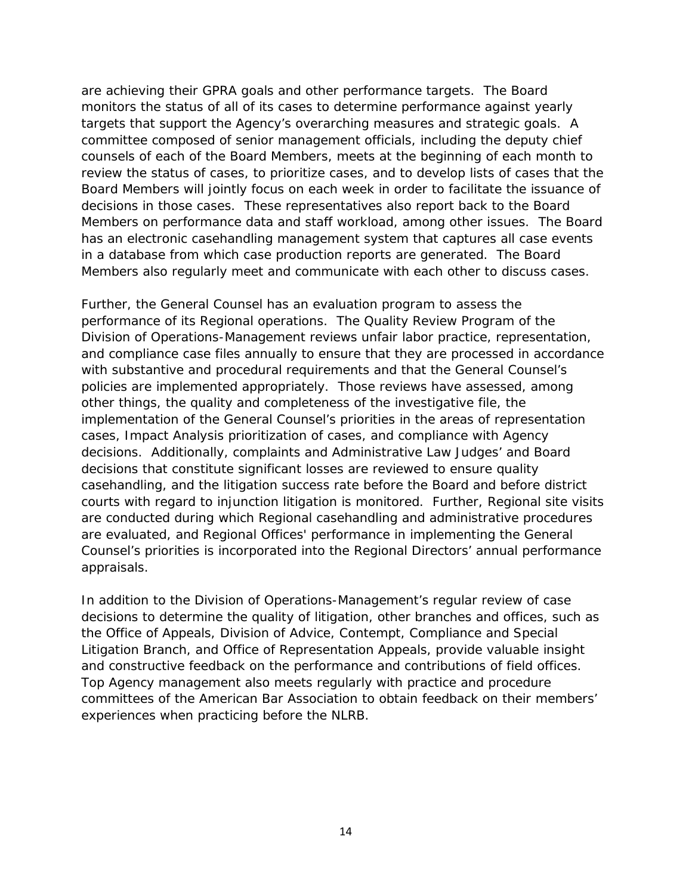are achieving their GPRA goals and other performance targets. The Board monitors the status of all of its cases to determine performance against yearly targets that support the Agency's overarching measures and strategic goals. A committee composed of senior management officials, including the deputy chief counsels of each of the Board Members, meets at the beginning of each month to review the status of cases, to prioritize cases, and to develop lists of cases that the Board Members will jointly focus on each week in order to facilitate the issuance of decisions in those cases. These representatives also report back to the Board Members on performance data and staff workload, among other issues. The Board has an electronic casehandling management system that captures all case events in a database from which case production reports are generated. The Board Members also regularly meet and communicate with each other to discuss cases.

Further, the General Counsel has an evaluation program to assess the performance of its Regional operations. The Quality Review Program of the Division of Operations-Management reviews unfair labor practice, representation, and compliance case files annually to ensure that they are processed in accordance with substantive and procedural requirements and that the General Counsel's policies are implemented appropriately. Those reviews have assessed, among other things, the quality and completeness of the investigative file, the implementation of the General Counsel's priorities in the areas of representation cases, Impact Analysis prioritization of cases, and compliance with Agency decisions. Additionally, complaints and Administrative Law Judges' and Board decisions that constitute significant losses are reviewed to ensure quality casehandling, and the litigation success rate before the Board and before district courts with regard to injunction litigation is monitored. Further, Regional site visits are conducted during which Regional casehandling and administrative procedures are evaluated, and Regional Offices' performance in implementing the General Counsel's priorities is incorporated into the Regional Directors' annual performance appraisals.

In addition to the Division of Operations-Management's regular review of case decisions to determine the quality of litigation, other branches and offices, such as the Office of Appeals, Division of Advice, Contempt, Compliance and Special Litigation Branch, and Office of Representation Appeals, provide valuable insight and constructive feedback on the performance and contributions of field offices. Top Agency management also meets regularly with practice and procedure committees of the American Bar Association to obtain feedback on their members' experiences when practicing before the NLRB.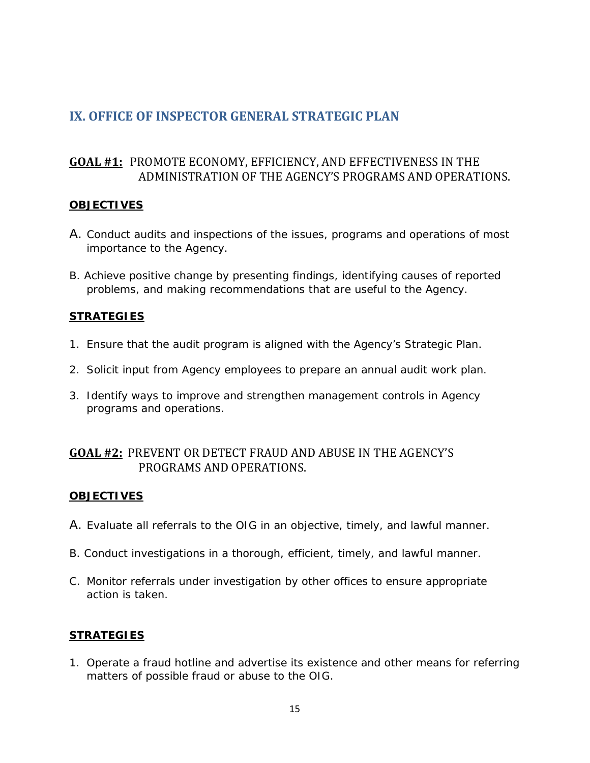## IX. OFFICE OF INSPECTOR GENERAL STRATEGIC PLAN

### **GOAL #1:** PROMOTE ECONOMY, EFFICIENCY, AND EFFECTIVENESS IN THE ADMINISTRATION OF THE AGENCY'S PROGRAMS AND OPERATIONS.

**OBJECTIVES**

A. Conduct audits and inspections of the issues, programs and operations of most importance to the Agency.

B. Achieve positive change by presenting findings, identifying causes of reported problems, and making recommendations that are useful to the Agency.

**STRATEGIES**

1. Ensure that the audit program is aligned with the Agency's Strategic Plan.
2. Solicit input from Agency employees to prepare an annual audit work plan.
3. Identify ways to improve and strengthen management controls in Agency programs and operations.

### **GOAL #2:** PREVENT OR DETECT FRAUD AND ABUSE IN THE AGENCY'S PROGRAMS AND OPERATIONS.

**OBJECTIVES**

A. Evaluate all referrals to the OIG in an objective, timely, and lawful manner.

B. Conduct investigations in a thorough, efficient, timely, and lawful manner.

C. Monitor referrals under investigation by other offices to ensure appropriate action is taken.

**STRATEGIES**

1. Operate a fraud hotline and advertise its existence and other means for referring matters of possible fraud or abuse to the OIG.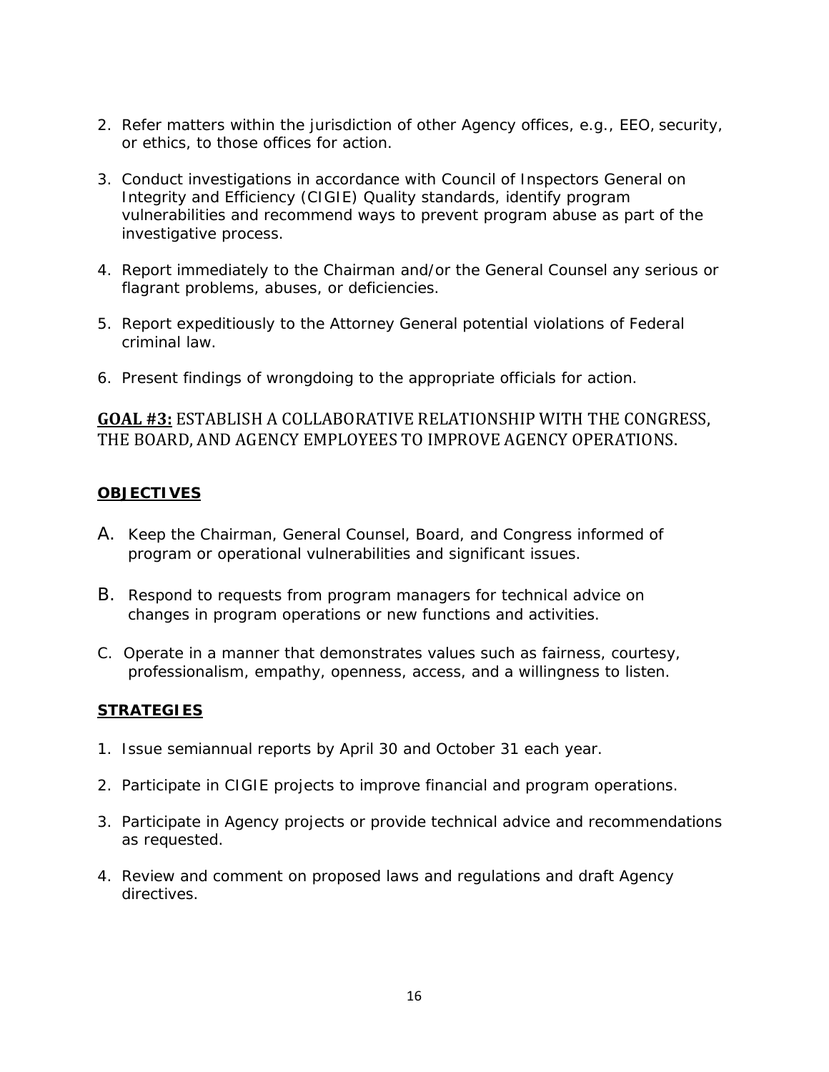2. Refer matters within the jurisdiction of other Agency offices, e.g., EEO, security, or ethics, to those offices for action.

3. Conduct investigations in accordance with Council of Inspectors General on Integrity and Efficiency (CIGIE) Quality standards, identify program vulnerabilities and recommend ways to prevent program abuse as part of the investigative process.

4. Report immediately to the Chairman and/or the General Counsel any serious or flagrant problems, abuses, or deficiencies.

5. Report expeditiously to the Attorney General potential violations of Federal criminal law.

6. Present findings of wrongdoing to the appropriate officials for action.

## **GOAL #3:** ESTABLISH A COLLABORATIVE RELATIONSHIP WITH THE CONGRESS, THE BOARD, AND AGENCY EMPLOYEES TO IMPROVE AGENCY OPERATIONS.

### **OBJECTIVES**

A. Keep the Chairman, General Counsel, Board, and Congress informed of program or operational vulnerabilities and significant issues.

B. Respond to requests from program managers for technical advice on changes in program operations or new functions and activities.

C. Operate in a manner that demonstrates values such as fairness, courtesy, professionalism, empathy, openness, access, and a willingness to listen.

### **STRATEGIES**

1. Issue semiannual reports by April 30 and October 31 each year.

2. Participate in CIGIE projects to improve financial and program operations.

3. Participate in Agency projects or provide technical advice and recommendations as requested.

4. Review and comment on proposed laws and regulations and draft Agency directives.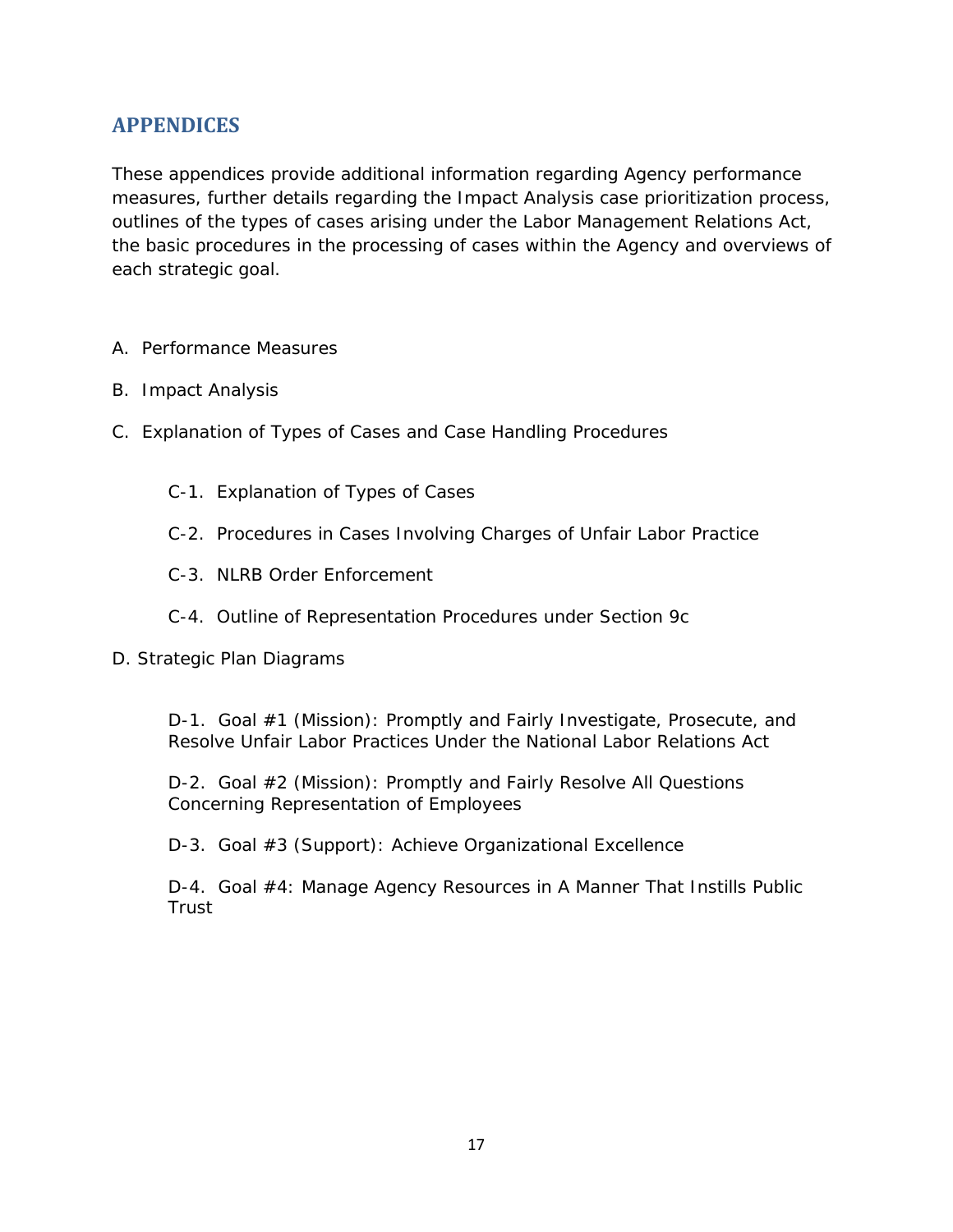# APPENDICES

These appendices provide additional information regarding Agency performance measures, further details regarding the Impact Analysis case prioritization process, outlines of the types of cases arising under the Labor Management Relations Act, the basic procedures in the processing of cases within the Agency and overviews of each strategic goal.

A. Performance Measures

B. Impact Analysis

C. Explanation of Types of Cases and Case Handling Procedures

- C-1. Explanation of Types of Cases
- C-2. Procedures in Cases Involving Charges of Unfair Labor Practice
- C-3. NLRB Order Enforcement
- C-4. Outline of Representation Procedures under Section 9c

D. Strategic Plan Diagrams

- D-1. Goal #1 (Mission): Promptly and Fairly Investigate, Prosecute, and Resolve Unfair Labor Practices Under the National Labor Relations Act
- D-2. Goal #2 (Mission): Promptly and Fairly Resolve All Questions Concerning Representation of Employees
- D-3. Goal #3 (Support): Achieve Organizational Excellence
- D-4. Goal #4: Manage Agency Resources in A Manner That Instills Public Trust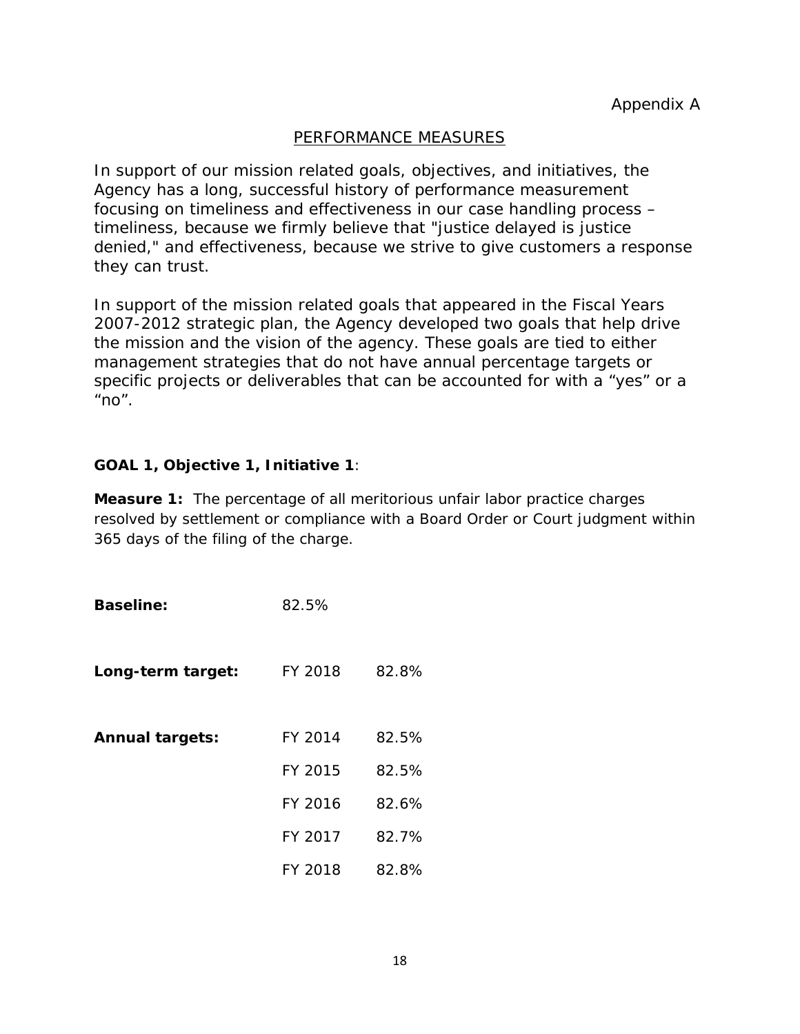Appendix A

## PERFORMANCE MEASURES

In support of our mission related goals, objectives, and initiatives, the Agency has a long, successful history of performance measurement focusing on timeliness and effectiveness in our case handling process – timeliness, because we firmly believe that "justice delayed is justice denied," and effectiveness, because we strive to give customers a response they can trust.

In support of the mission related goals that appeared in the Fiscal Years 2007-2012 strategic plan, the Agency developed two goals that help drive the mission and the vision of the agency. These goals are tied to either management strategies that do not have annual percentage targets or specific projects or deliverables that can be accounted for with a "yes" or a "no".

**GOAL 1, Objective 1, Initiative 1**:

**Measure 1:** The percentage of all meritorious unfair labor practice charges resolved by settlement or compliance with a Board Order or Court judgment within 365 days of the filing of the charge.

| | | |
|---|---|---|
| **Baseline:** | 82.5% | |
| **Long-term target:** | FY 2018 | 82.8% |
| **Annual targets:** | FY 2014 | 82.5% |
| | FY 2015 | 82.5% |
| | FY 2016 | 82.6% |
| | FY 2017 | 82.7% |
| | FY 2018 | 82.8% |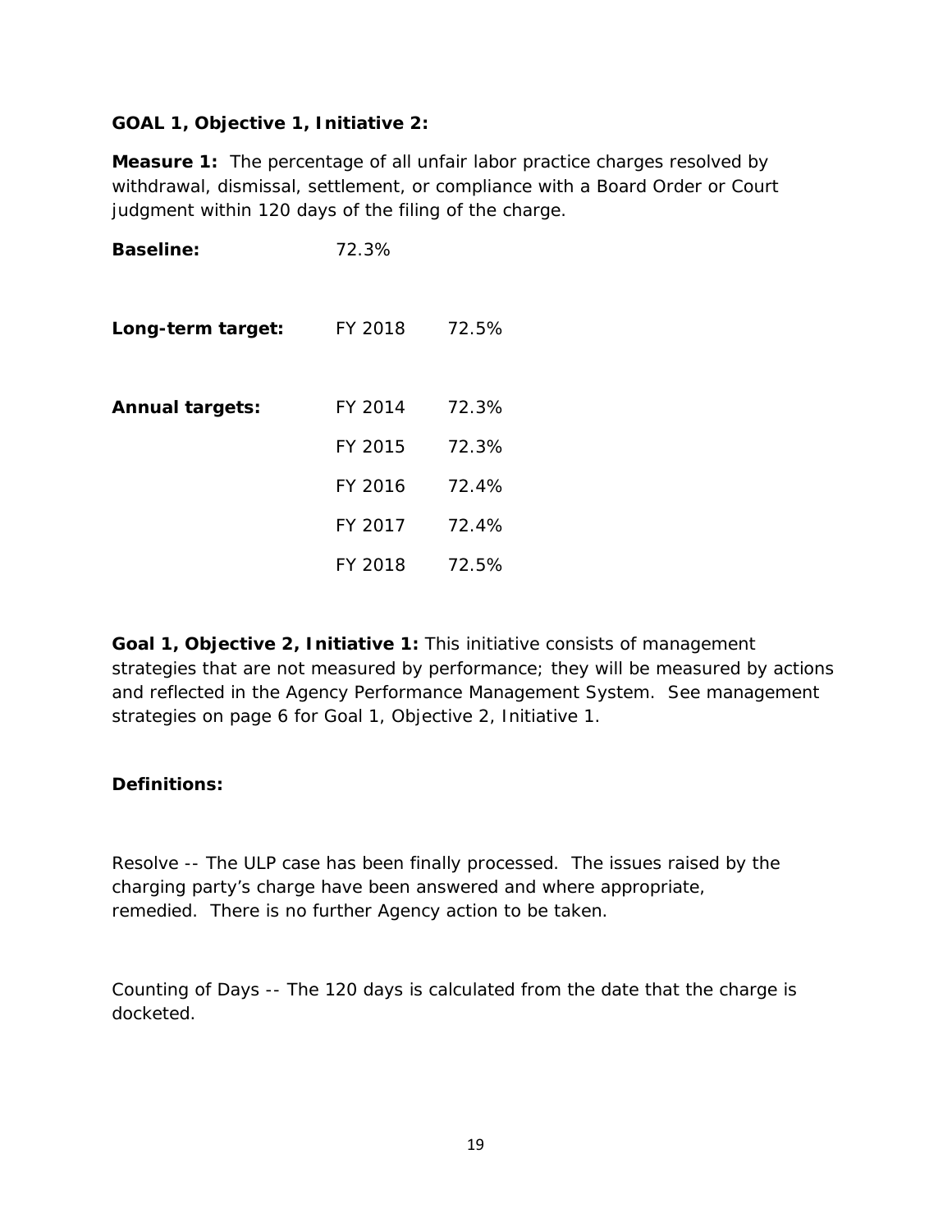**GOAL 1, Objective 1, Initiative 2:**

**Measure 1:** The percentage of all unfair labor practice charges resolved by withdrawal, dismissal, settlement, or compliance with a Board Order or Court judgment within 120 days of the filing of the charge.

| | | |
|---|---|---|
| **Baseline:** | 72.3% | |
| **Long-term target:** | FY 2018 | 72.5% |
| **Annual targets:** | FY 2014 | 72.3% |
| | FY 2015 | 72.3% |
| | FY 2016 | 72.4% |
| | FY 2017 | 72.4% |
| | FY 2018 | 72.5% |

**Goal 1, Objective 2, Initiative 1:** This initiative consists of management strategies that are not measured by performance; they will be measured by actions and reflected in the Agency Performance Management System. See management strategies on page 6 for Goal 1, Objective 2, Initiative 1.

**Definitions:**

Resolve -- The ULP case has been finally processed. The issues raised by the charging party's charge have been answered and where appropriate, remedied. There is no further Agency action to be taken.

Counting of Days -- The 120 days is calculated from the date that the charge is docketed.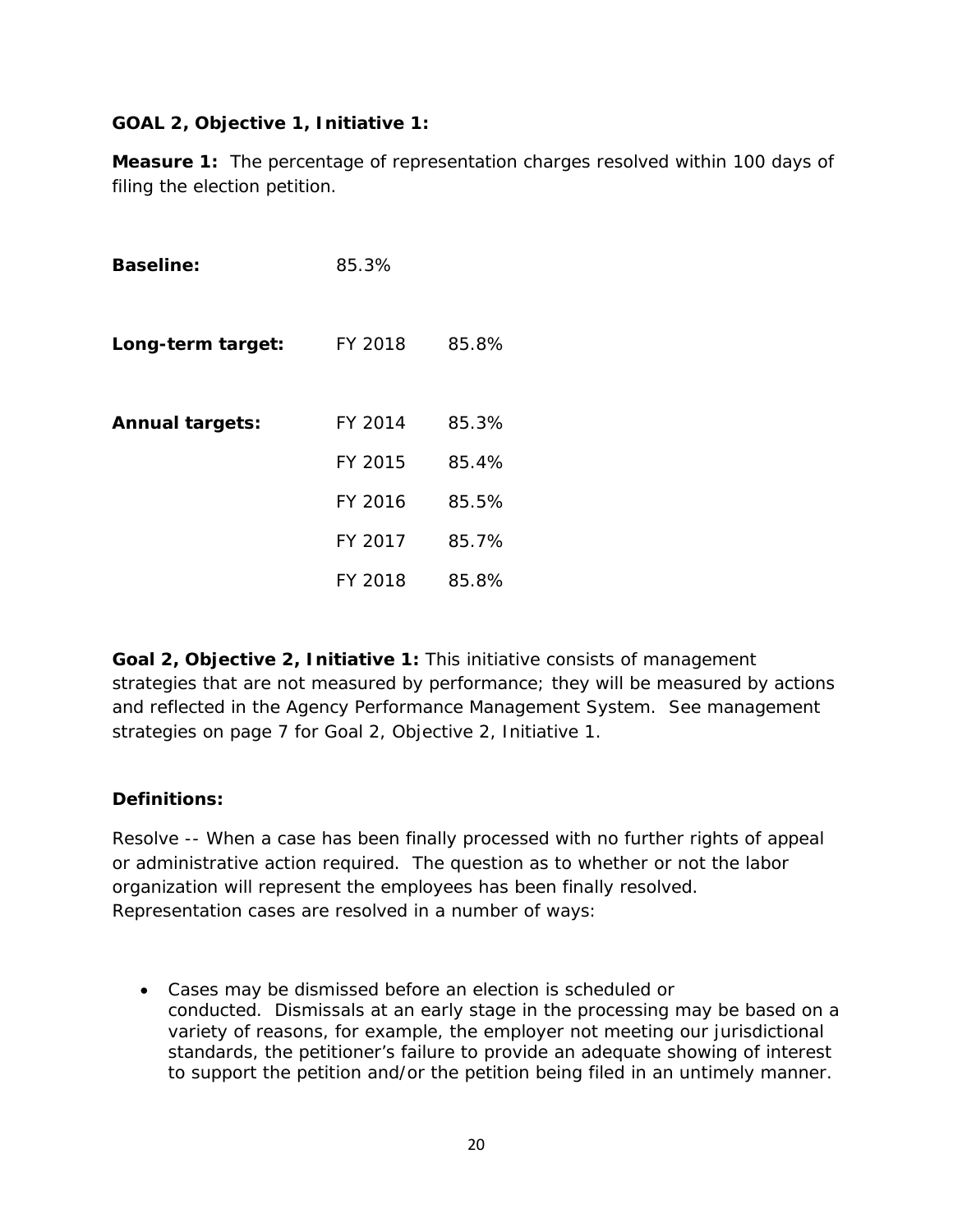**GOAL 2, Objective 1, Initiative 1:**

**Measure 1:** The percentage of representation charges resolved within 100 days of filing the election petition.

| | | |
|---|---|---|
| **Baseline:** | 85.3% | |
| **Long-term target:** | FY 2018 | 85.8% |
| **Annual targets:** | FY 2014 | 85.3% |
| | FY 2015 | 85.4% |
| | FY 2016 | 85.5% |
| | FY 2017 | 85.7% |
| | FY 2018 | 85.8% |

**Goal 2, Objective 2, Initiative 1:** This initiative consists of management strategies that are not measured by performance; they will be measured by actions and reflected in the Agency Performance Management System. See management strategies on page 7 for Goal 2, Objective 2, Initiative 1.

**Definitions:**

Resolve -- When a case has been finally processed with no further rights of appeal or administrative action required. The question as to whether or not the labor organization will represent the employees has been finally resolved. Representation cases are resolved in a number of ways:

- Cases may be dismissed before an election is scheduled or conducted. Dismissals at an early stage in the processing may be based on a variety of reasons, for example, the employer not meeting our jurisdictional standards, the petitioner's failure to provide an adequate showing of interest to support the petition and/or the petition being filed in an untimely manner.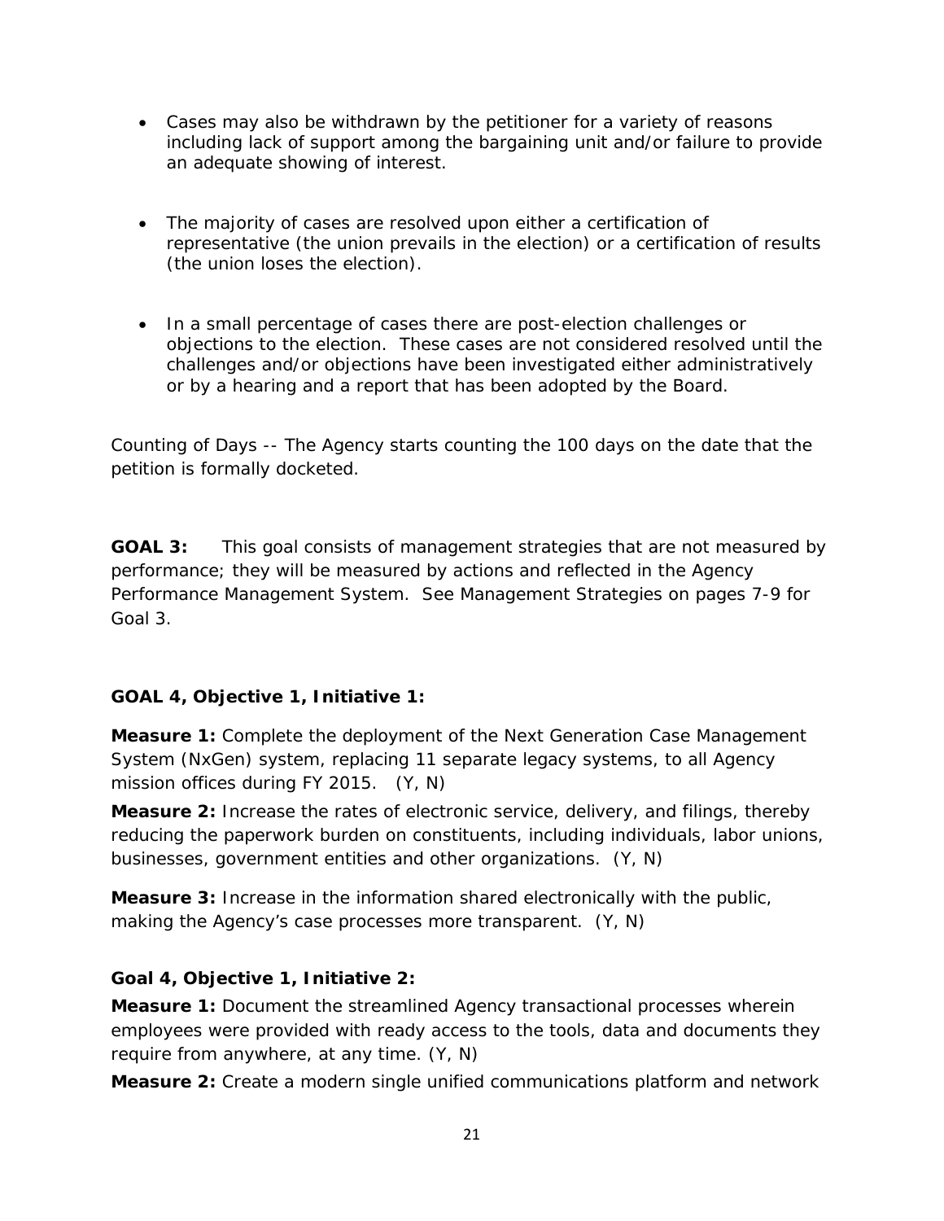- Cases may also be withdrawn by the petitioner for a variety of reasons including lack of support among the bargaining unit and/or failure to provide an adequate showing of interest.

- The majority of cases are resolved upon either a certification of representative (the union prevails in the election) or a certification of results (the union loses the election).

- In a small percentage of cases there are post-election challenges or objections to the election. These cases are not considered resolved until the challenges and/or objections have been investigated either administratively or by a hearing and a report that has been adopted by the Board.

Counting of Days -- The Agency starts counting the 100 days on the date that the petition is formally docketed.

**GOAL 3:** This goal consists of management strategies that are not measured by performance; they will be measured by actions and reflected in the Agency Performance Management System. See Management Strategies on pages 7-9 for Goal 3.

**GOAL 4, Objective 1, Initiative 1:**

**Measure 1:** Complete the deployment of the Next Generation Case Management System (NxGen) system, replacing 11 separate legacy systems, to all Agency mission offices during FY 2015. (Y, N)

**Measure 2:** Increase the rates of electronic service, delivery, and filings, thereby reducing the paperwork burden on constituents, including individuals, labor unions, businesses, government entities and other organizations. (Y, N)

**Measure 3:** Increase in the information shared electronically with the public, making the Agency's case processes more transparent. (Y, N)

**Goal 4, Objective 1, Initiative 2:**

**Measure 1:** Document the streamlined Agency transactional processes wherein employees were provided with ready access to the tools, data and documents they require from anywhere, at any time. (Y, N)

**Measure 2:** Create a modern single unified communications platform and network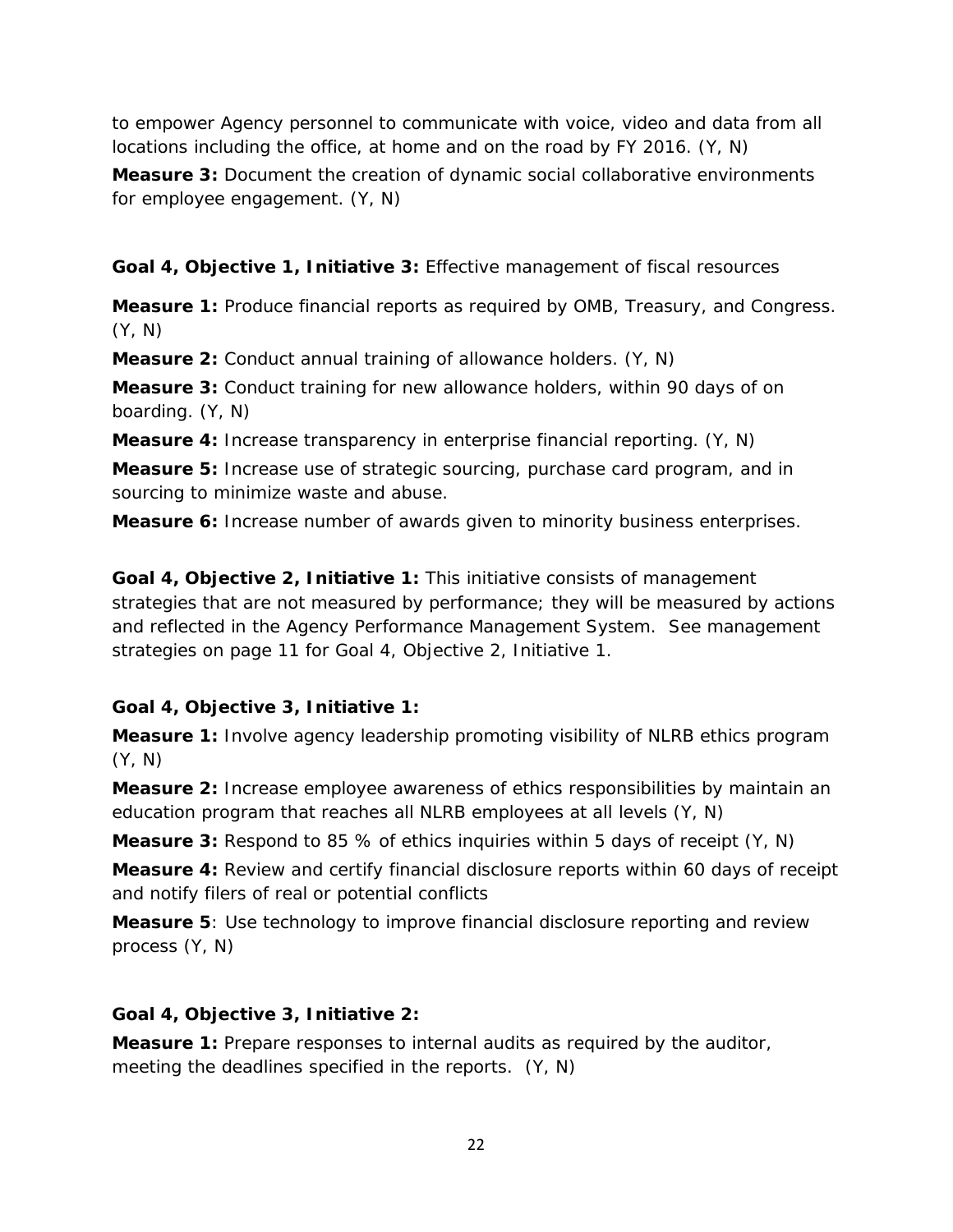to empower Agency personnel to communicate with voice, video and data from all locations including the office, at home and on the road by FY 2016. (Y, N)

**Measure 3:** Document the creation of dynamic social collaborative environments for employee engagement. (Y, N)

**Goal 4, Objective 1, Initiative 3:** Effective management of fiscal resources

**Measure 1:** Produce financial reports as required by OMB, Treasury, and Congress. (Y, N)

**Measure 2:** Conduct annual training of allowance holders. (Y, N)

**Measure 3:** Conduct training for new allowance holders, within 90 days of on boarding. (Y, N)

**Measure 4:** Increase transparency in enterprise financial reporting. (Y, N)

**Measure 5:** Increase use of strategic sourcing, purchase card program, and in sourcing to minimize waste and abuse.

**Measure 6:** Increase number of awards given to minority business enterprises.

**Goal 4, Objective 2, Initiative 1:** This initiative consists of management strategies that are not measured by performance; they will be measured by actions and reflected in the Agency Performance Management System. See management strategies on page 11 for Goal 4, Objective 2, Initiative 1.

**Goal 4, Objective 3, Initiative 1:**

**Measure 1:** Involve agency leadership promoting visibility of NLRB ethics program (Y, N)

**Measure 2:** Increase employee awareness of ethics responsibilities by maintain an education program that reaches all NLRB employees at all levels (Y, N)

**Measure 3:** Respond to 85 % of ethics inquiries within 5 days of receipt (Y, N)

**Measure 4:** Review and certify financial disclosure reports within 60 days of receipt and notify filers of real or potential conflicts

**Measure 5**: Use technology to improve financial disclosure reporting and review process (Y, N)

**Goal 4, Objective 3, Initiative 2:**

**Measure 1:** Prepare responses to internal audits as required by the auditor, meeting the deadlines specified in the reports. (Y, N)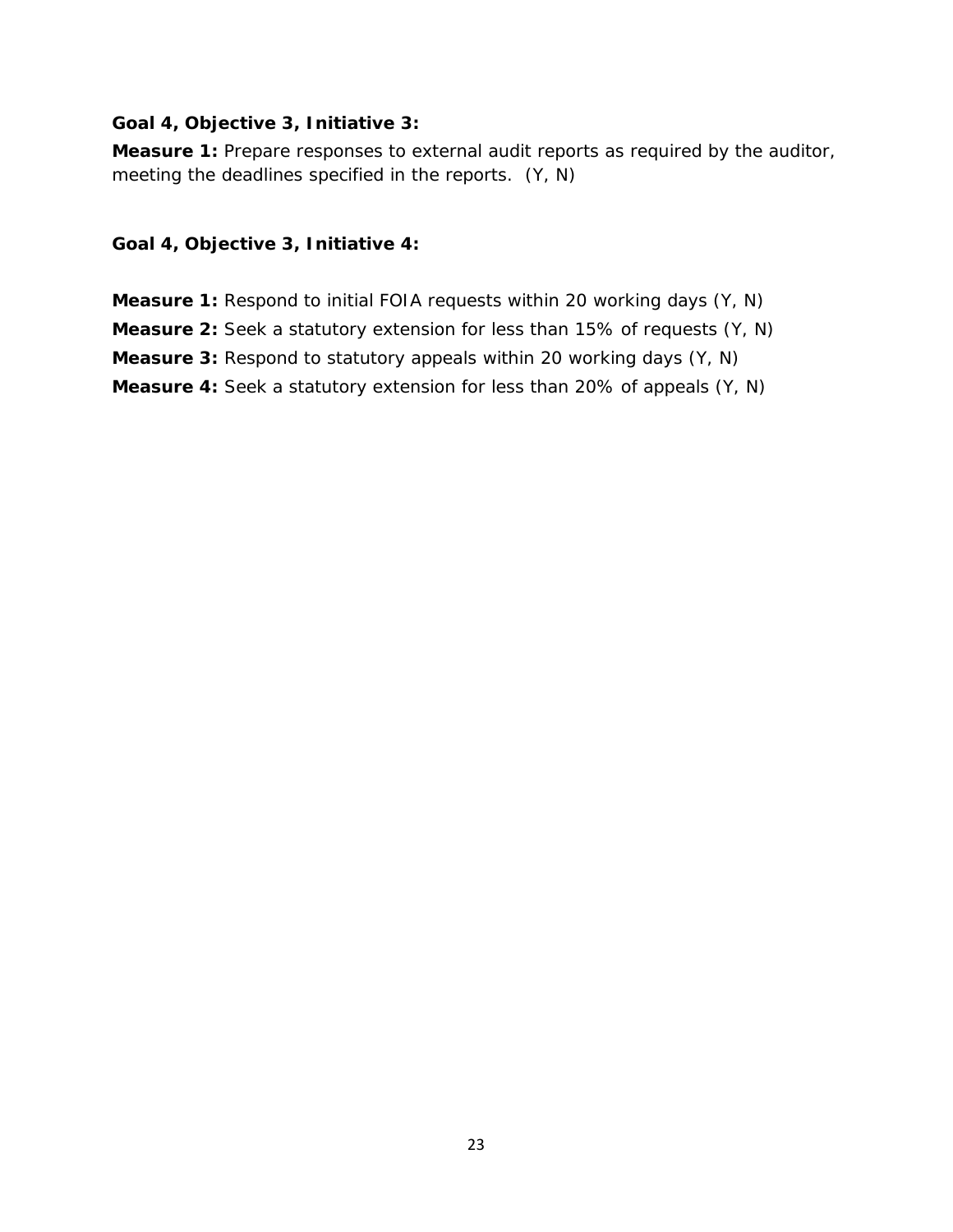**Goal 4, Objective 3, Initiative 3:**

**Measure 1:** Prepare responses to external audit reports as required by the auditor, meeting the deadlines specified in the reports. (Y, N)

**Goal 4, Objective 3, Initiative 4:**

**Measure 1:** Respond to initial FOIA requests within 20 working days (Y, N)

**Measure 2:** Seek a statutory extension for less than 15% of requests (Y, N)

**Measure 3:** Respond to statutory appeals within 20 working days (Y, N)

**Measure 4:** Seek a statutory extension for less than 20% of appeals (Y, N)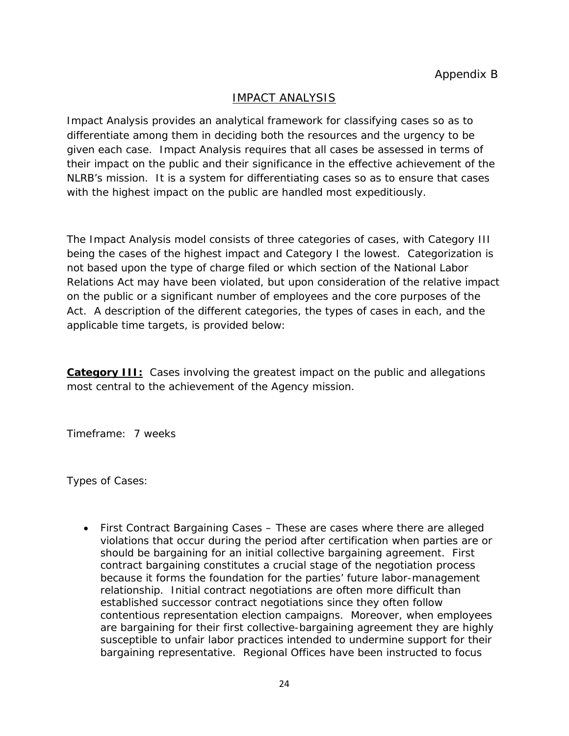Appendix B

## IMPACT ANALYSIS

Impact Analysis provides an analytical framework for classifying cases so as to differentiate among them in deciding both the resources and the urgency to be given each case. Impact Analysis requires that all cases be assessed in terms of their impact on the public and their significance in the effective achievement of the NLRB's mission. It is a system for differentiating cases so as to ensure that cases with the highest impact on the public are handled most expeditiously.

The Impact Analysis model consists of three categories of cases, with Category III being the cases of the highest impact and Category I the lowest. Categorization is not based upon the type of charge filed or which section of the National Labor Relations Act may have been violated, but upon consideration of the relative impact on the public or a significant number of employees and the core purposes of the Act. A description of the different categories, the types of cases in each, and the applicable time targets, is provided below:

**Category III:** Cases involving the greatest impact on the public and allegations most central to the achievement of the Agency mission.

Timeframe: 7 weeks

Types of Cases:

- First Contract Bargaining Cases – These are cases where there are alleged violations that occur during the period after certification when parties are or should be bargaining for an initial collective bargaining agreement. First contract bargaining constitutes a crucial stage of the negotiation process because it forms the foundation for the parties' future labor-management relationship. Initial contract negotiations are often more difficult than established successor contract negotiations since they often follow contentious representation election campaigns. Moreover, when employees are bargaining for their first collective-bargaining agreement they are highly susceptible to unfair labor practices intended to undermine support for their bargaining representative. Regional Offices have been instructed to focus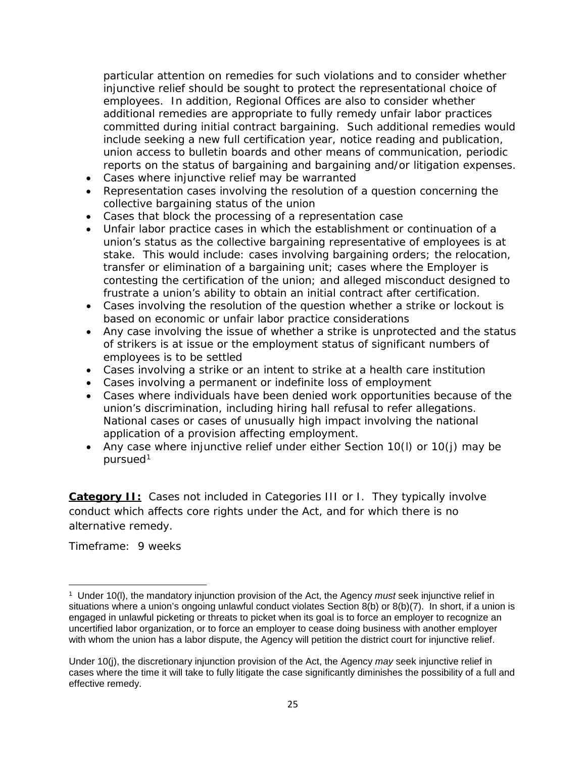particular attention on remedies for such violations and to consider whether injunctive relief should be sought to protect the representational choice of employees. In addition, Regional Offices are also to consider whether additional remedies are appropriate to fully remedy unfair labor practices committed during initial contract bargaining. Such additional remedies would include seeking a new full certification year, notice reading and publication, union access to bulletin boards and other means of communication, periodic reports on the status of bargaining and bargaining and/or litigation expenses.

- Cases where injunctive relief may be warranted
- Representation cases involving the resolution of a question concerning the collective bargaining status of the union
- Cases that block the processing of a representation case
- Unfair labor practice cases in which the establishment or continuation of a union's status as the collective bargaining representative of employees is at stake. This would include: cases involving bargaining orders; the relocation, transfer or elimination of a bargaining unit; cases where the Employer is contesting the certification of the union; and alleged misconduct designed to frustrate a union's ability to obtain an initial contract after certification.
- Cases involving the resolution of the question whether a strike or lockout is based on economic or unfair labor practice considerations
- Any case involving the issue of whether a strike is unprotected and the status of strikers is at issue or the employment status of significant numbers of employees is to be settled
- Cases involving a strike or an intent to strike at a health care institution
- Cases involving a permanent or indefinite loss of employment
- Cases where individuals have been denied work opportunities because of the union's discrimination, including hiring hall refusal to refer allegations. National cases or cases of unusually high impact involving the national application of a provision affecting employment.
- Any case where injunctive relief under either Section 10(l) or 10(j) may be pursued[1]

**Category II:** Cases not included in Categories III or I. They typically involve conduct which affects core rights under the Act, and for which there is no alternative remedy.

Timeframe: 9 weeks

---

[1] Under 10(l), the mandatory injunction provision of the Act, the Agency *must* seek injunctive relief in situations where a union's ongoing unlawful conduct violates Section 8(b) or 8(b)(7). In short, if a union is engaged in unlawful picketing or threats to picket when its goal is to force an employer to recognize an uncertified labor organization, or to force an employer to cease doing business with another employer with whom the union has a labor dispute, the Agency will petition the district court for injunctive relief.

Under 10(j), the discretionary injunction provision of the Act, the Agency *may* seek injunctive relief in cases where the time it will take to fully litigate the case significantly diminishes the possibility of a full and effective remedy.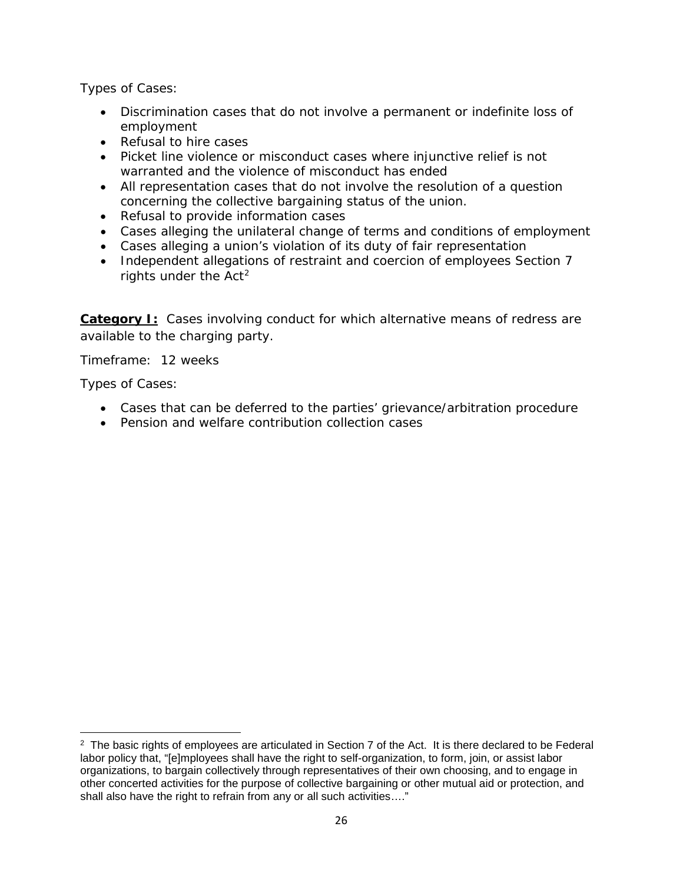Types of Cases:

- Discrimination cases that do not involve a permanent or indefinite loss of employment
- Refusal to hire cases
- Picket line violence or misconduct cases where injunctive relief is not warranted and the violence of misconduct has ended
- All representation cases that do not involve the resolution of a question concerning the collective bargaining status of the union.
- Refusal to provide information cases
- Cases alleging the unilateral change of terms and conditions of employment
- Cases alleging a union's violation of its duty of fair representation
- Independent allegations of restraint and coercion of employees Section 7 rights under the Act[2]

**Category I:** Cases involving conduct for which alternative means of redress are available to the charging party.

Timeframe: 12 weeks

Types of Cases:

- Cases that can be deferred to the parties' grievance/arbitration procedure
- Pension and welfare contribution collection cases

---

[2] The basic rights of employees are articulated in Section 7 of the Act. It is there declared to be Federal labor policy that, "[e]mployees shall have the right to self-organization, to form, join, or assist labor organizations, to bargain collectively through representatives of their own choosing, and to engage in other concerted activities for the purpose of collective bargaining or other mutual aid or protection, and shall also have the right to refrain from any or all such activities…."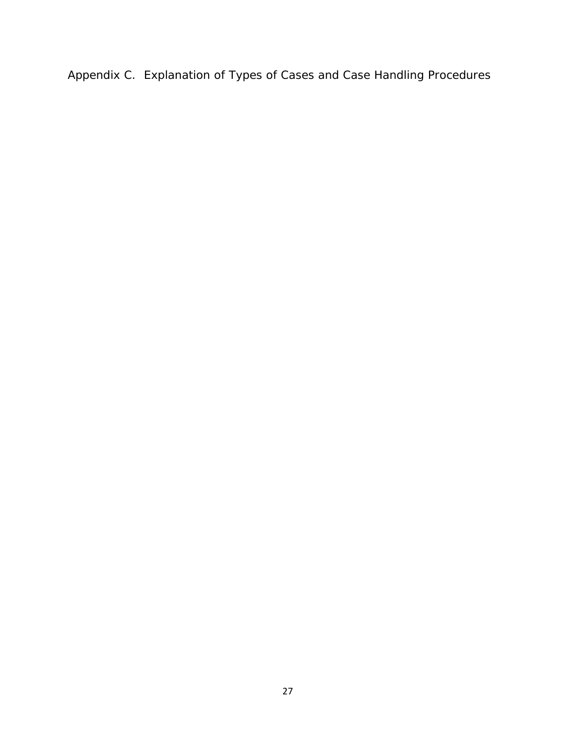# Appendix C. Explanation of Types of Cases and Case Handling Procedures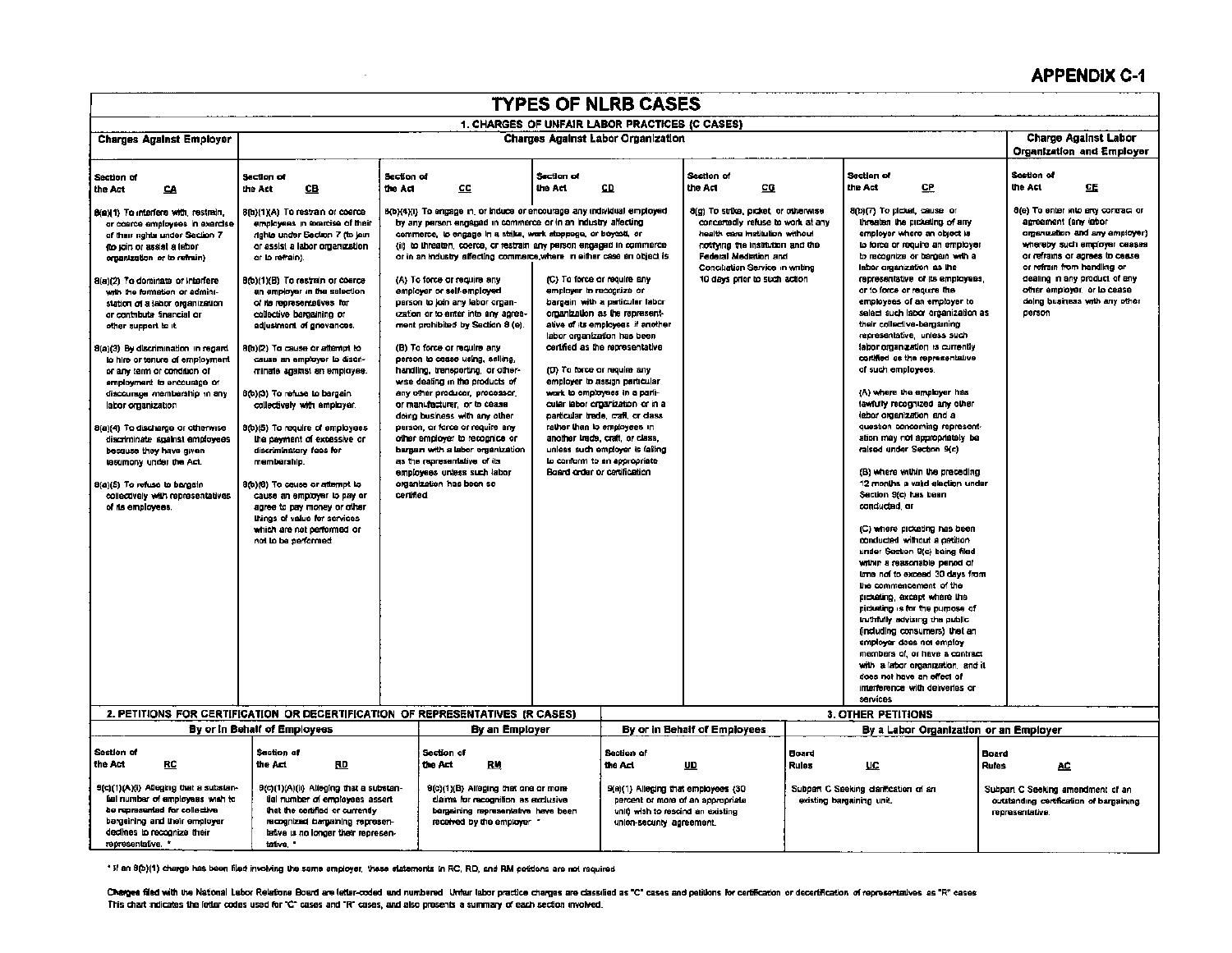APPENDIX C-1

# TYPES OF NLRB CASES

## 1. CHARGES OF UNFAIR LABOR PRACTICES (C CASES)

| Charges Against Employer | Charges Against Labor Organization | | | | | Charge Against Labor Organization and Employer |
|---|---|---|---|---|---|---|
| Section of the Act **CA** | Section of the Act **CB** | Section of the Act **CC** | Section of the Act **CD** | Section of the Act **CG** | Section of the Act **CP** | Section of the Act **CE** |
| 8(a)(1) To interfere with, restrain, or coerce employees in exercise of their rights under Section 7 (to join or assist a labor organization or to refrain)<br><br>8(a)(2) To dominate or interfere with the formation or administration of a labor organization or contribute financial or other support to it<br><br>8(a)(3) By discrimination in regard to hire or tenure of employment or any term or condition of employment to encourage or discourage membership in any labor organization<br><br>8(a)(4) To discharge or otherwise discriminate against employees because they have given testimony under the Act.<br><br>8(a)(5) To refuse to bargain collectively with representatives of its employees. | 8(b)(1)(A) To restrain or coerce employees in exercise of their rights under Section 7 (to join or assist a labor organization or to refrain).<br><br>8(b)(1)(B) To restrain or coerce an employer in the selection of its representatives for collective bargaining or adjustment of grievances.<br><br>8(b)(2) To cause or attempt to cause an employer to discriminate against an employee.<br><br>8(b)(3) To refuse to bargain collectively with employer.<br><br>8(b)(5) To require of employees the payment of excessive or discriminatory fees for membership.<br><br>8(b)(6) To cause or attempt to cause an employer to pay or agree to pay money or other things of value for services which are not performed or not to be performed | 8(b)(4)(i) To engage in, or induce or encourage any individual employed by any person engaged in commerce or in an industry affecting commerce, to engage in a strike, work stoppage, or boycott, or (ii) to threaten, coerce, or restrain any person engaged in commerce or in an industry affecting commerce, where in either case an object is:<br><br>(A) To force or require any employer or self-employed person to join any labor organization or to enter into any agreement prohibited by Section 8 (e).<br><br>(B) To force or require any person to cease using, selling, handling, transporting, or otherwise dealing in the products of any other producer, processor, or manufacturer, or to cease doing business with any other person, or force or require any other employer to recognize or bargain with a labor organization as the representative of its employees unless such labor organization has been so certified. | (C) To force or require any employer to recognize or bargain with a particular labor organization as the representative of its employees if another labor organization has been certified as the representative<br><br>(D) To force or require any employer to assign particular work to employees in a particular labor organization or in a particular trade, craft, or class rather than to employees in another trade, craft, or class, unless such employer is failing to conform to an appropriate Board order or certification | 8(g) To strike, picket, or otherwise concertedly refuse to work at any health care institution without notifying the institution and the Federal Mediation and Conciliation Service in writing 10 days prior to such action | 8(b)(7) To picket, cause, or threaten the picketing of any employer where an object is to force or require an employer to recognize or bargain with a labor organization as the representative of its employees, or to force or require the employees of an employer to select such labor organization as their collective-bargaining representative, unless such labor organization is currently certified as the representative of such employees.<br><br>(A) where the employer has lawfully recognized any other labor organization and a question concerning representation may not appropriately be raised under Section 9(c)<br><br>(B) where within the preceding 12 months a valid election under Section 9(c) has been conducted, or<br><br>(C) where picketing has been conducted without a petition under Section 9(c) being filed within a reasonable period of time not to exceed 30 days from the commencement of the picketing, except where the picketing is for the purpose of truthfully advising the public (including consumers) that an employer does not employ members of, or have a contract with, a labor organization, and it does not have an effect of interference with deliveries or services. | 8(e) To enter into any contract or agreement (any labor organization and any employer) whereby such employer ceases or refrains or agrees to cease or refrain from handling or dealing in any product of any other employer, or to cease doing business with any other person |

## 2. PETITIONS FOR CERTIFICATION OR DECERTIFICATION OF REPRESENTATIVES (R CASES) / 3. OTHER PETITIONS

| By or In Behalf of Employees | | By an Employer | By or In Behalf of Employees | By a Labor Organization or an Employer | |
|---|---|---|---|---|---|
| Section of the Act **RC** | Section of the Act **RD** | Section of the Act **RM** | Section of the Act **UD** | Board Rules **UC** | Board Rules **AC** |
| 9(c)(1)(A)(i) Alleging that a substantial number of employees wish to be represented for collective bargaining and their employer declines to recognize their representative. * | 9(c)(1)(A)(ii) Alleging that a substantial number of employees assert that the certified or currently recognized bargaining representative is no longer their representative. * | 9(c)(1)(B) Alleging that one or more claims for recognition as exclusive bargaining representative have been received by the employer * | 9(e)(1) Alleging that employees (30 percent or more of an appropriate unit) wish to rescind an existing union-security agreement. | Subpart C Seeking clarification of an existing bargaining unit. | Subpart C Seeking amendment of an outstanding certification of bargaining representative. |

* If an 8(b)(1) charge has been filed involving the same employer, these statements in RC, RD, and RM petitions are not required

Charges filed with the National Labor Relations Board are letter-coded and numbered. Unfair labor practice charges are classified as "C" cases and petitions for certification or decertification of representatives as "R" cases. This chart indicates the letter codes used for "C" cases and "R" cases, and also presents a summary of each section involved.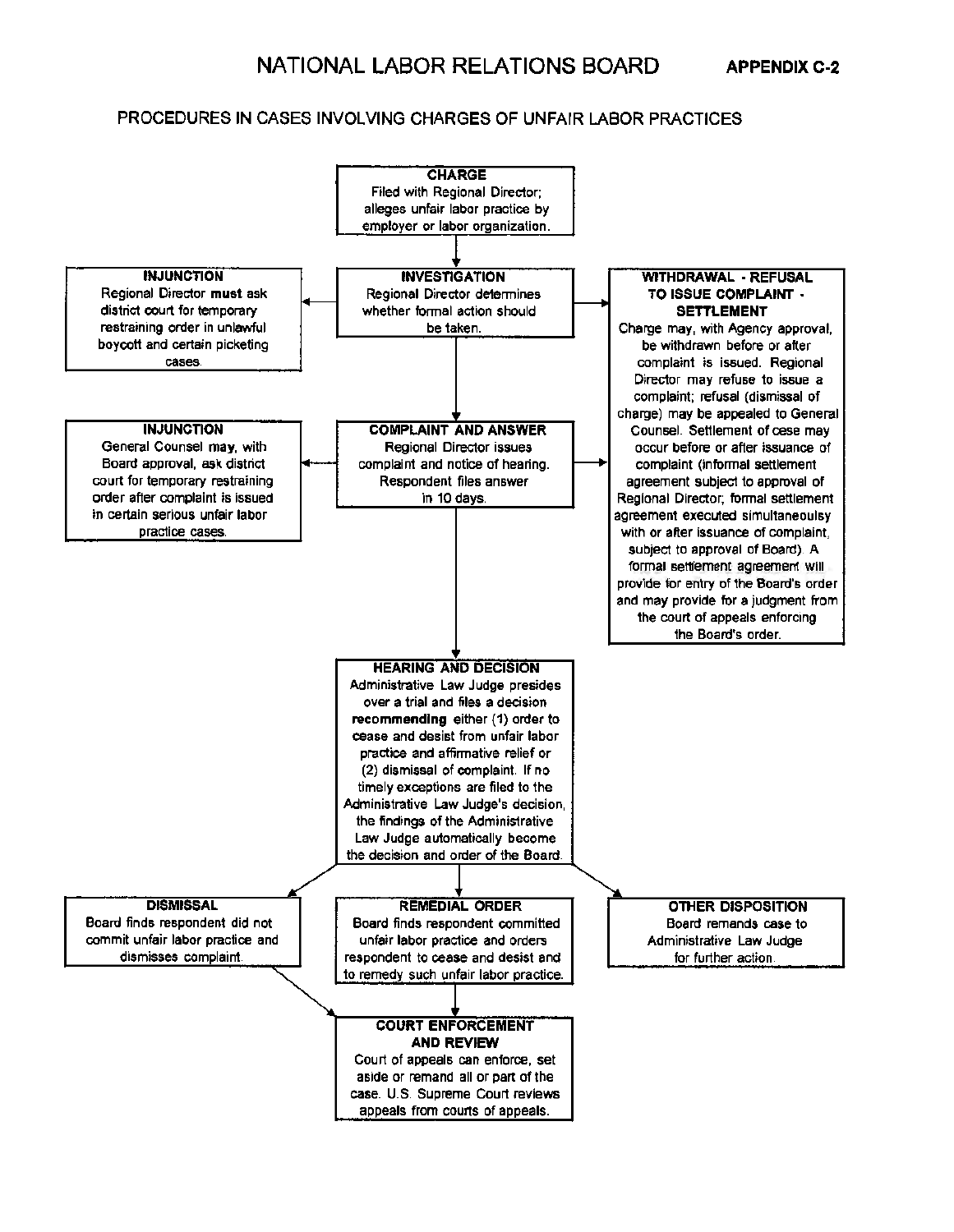# NATIONAL LABOR RELATIONS BOARD

**APPENDIX C-2**

## PROCEDURES IN CASES INVOLVING CHARGES OF UNFAIR LABOR PRACTICES

**CHARGE**
Filed with Regional Director; alleges unfair labor practice by employer or labor organization.

**INVESTIGATION**
Regional Director determines whether formal action should be taken.

**INJUNCTION**
Regional Director **must** ask district court for temporary restraining order in unlawful boycott and certain picketing cases.

**WITHDRAWAL - REFUSAL TO ISSUE COMPLAINT - SETTLEMENT**
Charge may, with Agency approval, be withdrawn before or after complaint is issued. Regional Director may refuse to issue a complaint; refusal (dismissal of charge) may be appealed to General Counsel. Settlement of case may occur before or after issuance of complaint (informal settlement agreement subject to approval of Regional Director; formal settlement agreement executed simultaneously with or after issuance of complaint, subject to approval of Board). A formal settlement agreement will provide for entry of the Board's order and may provide for a judgment from the court of appeals enforcing the Board's order.

**COMPLAINT AND ANSWER**
Regional Director issues complaint and notice of hearing. Respondent files answer in 10 days.

**INJUNCTION**
General Counsel may, with Board approval, ask district court for temporary restraining order after complaint is issued in certain serious unfair labor practice cases.

**HEARING AND DECISION**
Administrative Law Judge presides over a trial and files a decision **recommending** either (1) order to cease and desist from unfair labor practice and affirmative relief or (2) dismissal of complaint. If no timely exceptions are filed to the Administrative Law Judge's decision, the findings of the Administrative Law Judge automatically become the decision and order of the Board.

**DISMISSAL**
Board finds respondent did not commit unfair labor practice and dismisses complaint.

**REMEDIAL ORDER**
Board finds respondent committed unfair labor practice and orders respondent to cease and desist and to remedy such unfair labor practice.

**OTHER DISPOSITION**
Board remands case to Administrative Law Judge for further action.

**COURT ENFORCEMENT AND REVIEW**
Court of appeals can enforce, set aside or remand all or part of the case. U.S. Supreme Court reviews appeals from courts of appeals.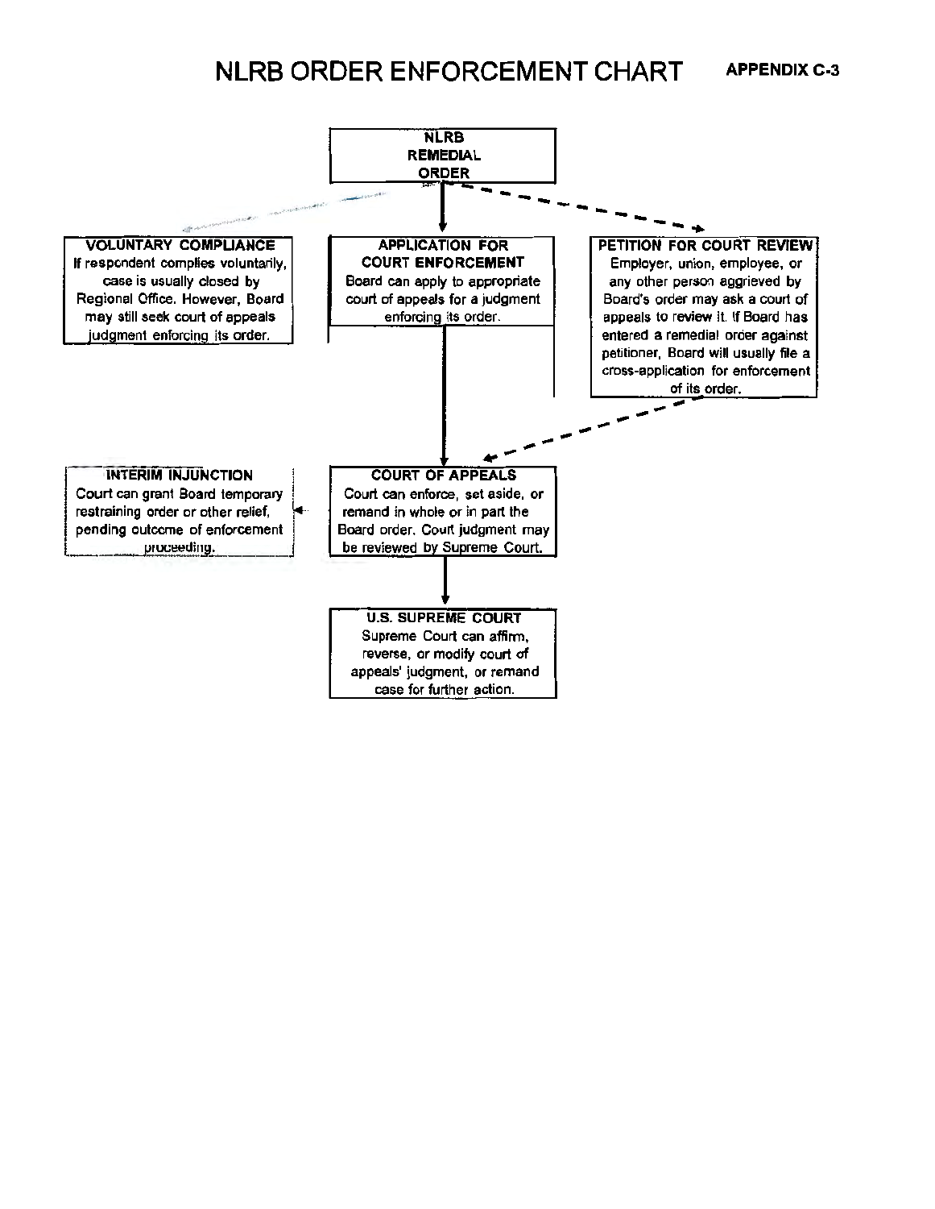# NLRB ORDER ENFORCEMENT CHART

**APPENDIX C-3**

**NLRB REMEDIAL ORDER**

**VOLUNTARY COMPLIANCE**
If respondent complies voluntarily, case is usually closed by Regional Office. However, Board may still seek court of appeals judgment enforcing its order.

**APPLICATION FOR COURT ENFORCEMENT**
Board can apply to appropriate court of appeals for a judgment enforcing its order.

**PETITION FOR COURT REVIEW**
Employer, union, employee, or any other person aggrieved by Board's order may ask a court of appeals to review it. If Board has entered a remedial order against petitioner, Board will usually file a cross-application for enforcement of its order.

**INTERIM INJUNCTION**
Court can grant Board temporary restraining order or other relief, pending outcome of enforcement proceeding.

**COURT OF APPEALS**
Court can enforce, set aside, or remand in whole or in part the Board order. Court judgment may be reviewed by Supreme Court.

**U.S. SUPREME COURT**
Supreme Court can affirm, reverse, or modify court of appeals' judgment, or remand case for further action.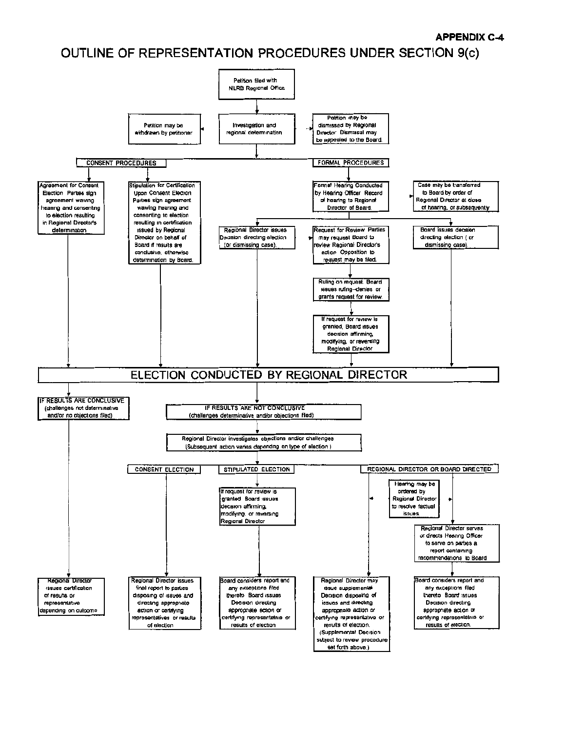**APPENDIX C-4**

# OUTLINE OF REPRESENTATION PROCEDURES UNDER SECTION 9(c)

Petition filed with NLRB Regional Office

Petition may be withdrawn by petitioner

Investigation and regional determination

Petition may be dismissed by Regional Director. Dismissal may be appealed to the Board.

**CONSENT PROCEDURES**

Agreement for Consent Election. Parties sign agreement waiving hearing and consenting to election resulting in Regional Director's determination

Stipulation for Certification Upon Consent Election. Parties sign agreement waiving hearing and consenting to election resulting in certification issued by Regional Director on behalf of Board if results are conclusive, otherwise determination by Board.

**FORMAL PROCEDURES**

Formal Hearing Conducted by Hearing Officer. Record of hearing to Regional Director or Board.

Case may be transferred to Board by order of Regional Director at close of hearing, or subsequently

Regional Director issues Decision directing election (or dismissing case).

Request for Review. Parties may request Board to review Regional Director's action. Opposition to request may be filed.

Ruling on request. Board issues ruling--denies or grants request for review.

If request for review is granted, Board issues decision affirming, modifying, or reversing Regional Director

Board issues decision directing election (or dismissing case).

## ELECTION CONDUCTED BY REGIONAL DIRECTOR

IF RESULTS ARE CONCLUSIVE (challenges not determinative and/or no objections filed)

Regional Director issues certification of results or representative depending on outcome

IF RESULTS ARE NOT CONCLUSIVE (challenges determinative and/or objections filed)

Regional Director investigates objections and/or challenges (Subsequent action varies depending on type of election.)

**CONSENT ELECTION**

Regional Director issues final report to parties disposing of issues and directing appropriate action or certifying representatives or results of election

**STIPULATED ELECTION**

If request for review is granted Board issues decision affirming, modifying, or reversing Regional Director

Board considers report and any exceptions filed thereto. Board issues Decision directing appropriate action or certifying representative or results of election

**REGIONAL DIRECTOR OR BOARD DIRECTED**

Hearing may be ordered by Regional Director to resolve factual issues

Regional Director may issue supplemental Decision disposing of issues and directing appropriate action or certifying representative or results of election. (Supplemental Decision subject to review procedure set forth above.)

Regional Director serves or directs Hearing Officer to serve on parties a report containing recommendations to Board

Board considers report and any exceptions filed thereto. Board issues Decision directing appropriate action or certifying representative or results of election.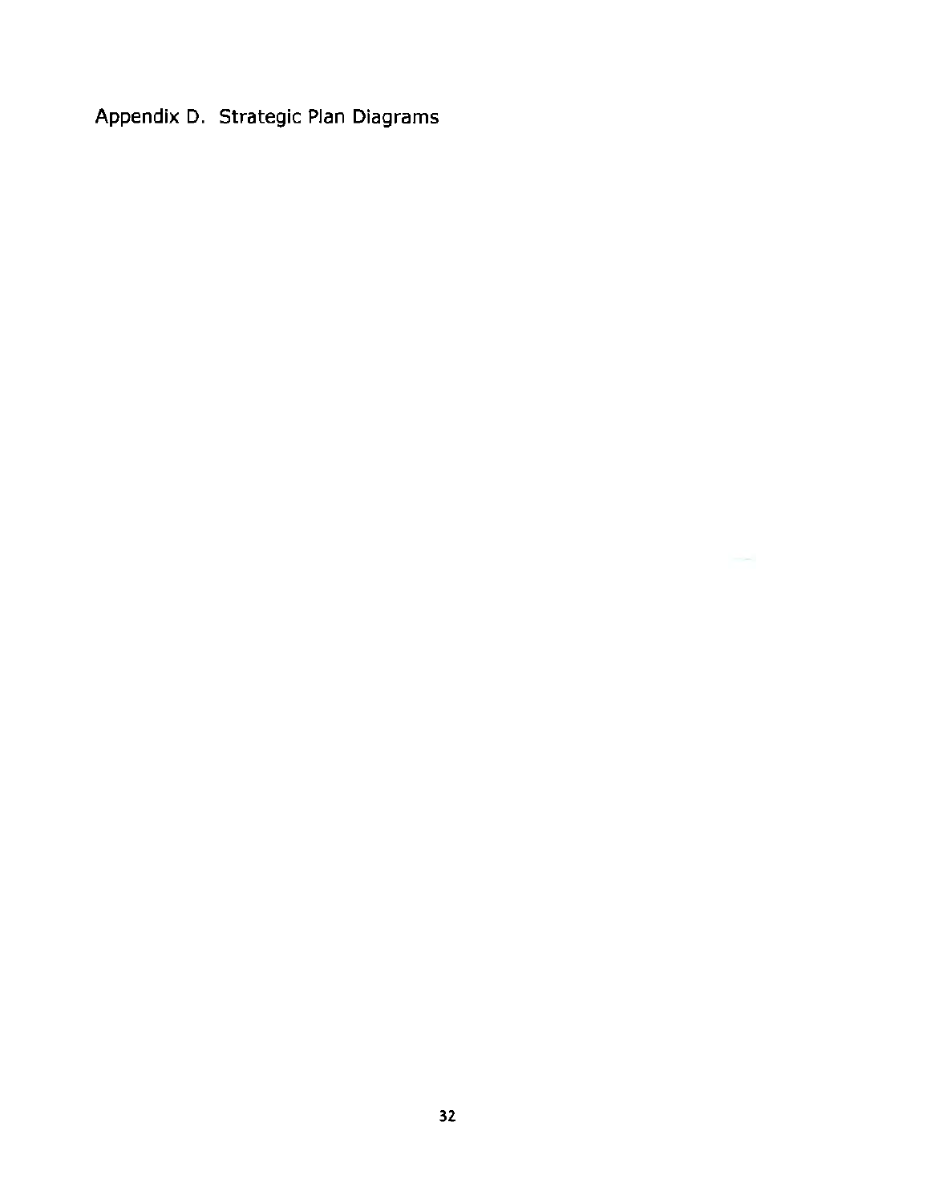# Appendix D. Strategic Plan Diagrams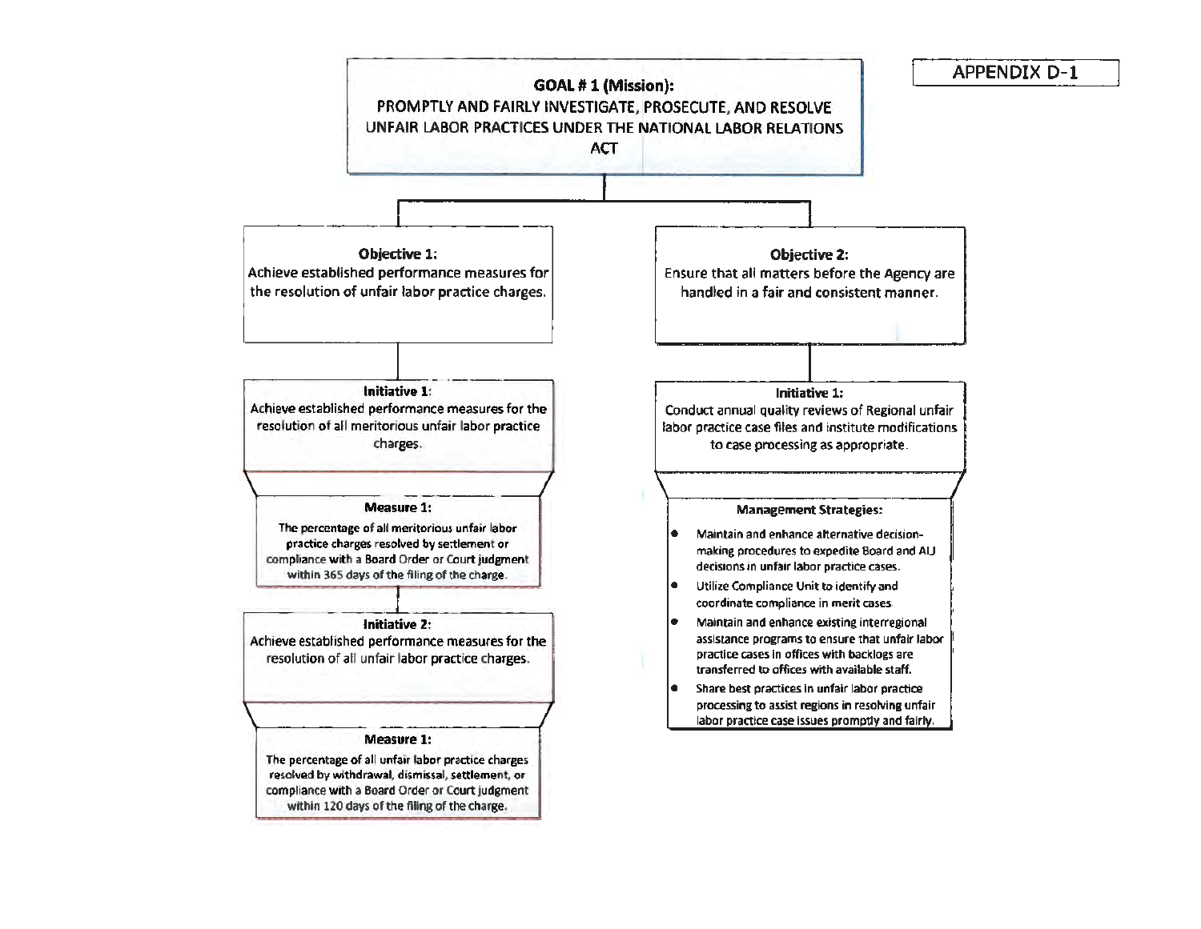APPENDIX D-1

# GOAL # 1 (Mission):

## PROMPTLY AND FAIRLY INVESTIGATE, PROSECUTE, AND RESOLVE UNFAIR LABOR PRACTICES UNDER THE NATIONAL LABOR RELATIONS ACT

### Objective 1:

Achieve established performance measures for the resolution of unfair labor practice charges.

**Initiative 1:**
Achieve established performance measures for the resolution of all meritorious unfair labor practice charges.

**Measure 1:**
The percentage of all meritorious unfair labor practice charges resolved by settlement or compliance with a Board Order or Court judgment within 365 days of the filing of the charge.

**Initiative 2:**
Achieve established performance measures for the resolution of all unfair labor practice charges.

**Measure 1:**
The percentage of all unfair labor practice charges resolved by withdrawal, dismissal, settlement, or compliance with a Board Order or Court judgment within 120 days of the filing of the charge.

### Objective 2:

Ensure that all matters before the Agency are handled in a fair and consistent manner.

**Initiative 1:**
Conduct annual quality reviews of Regional unfair labor practice case files and institute modifications to case processing as appropriate.

**Management Strategies:**

- Maintain and enhance alternative decision-making procedures to expedite Board and ALJ decisions in unfair labor practice cases.
- Utilize Compliance Unit to identify and coordinate compliance in merit cases.
- Maintain and enhance existing interregional assistance programs to ensure that unfair labor practice cases in offices with backlogs are transferred to offices with available staff.
- Share best practices in unfair labor practice processing to assist regions in resolving unfair labor practice case issues promptly and fairly.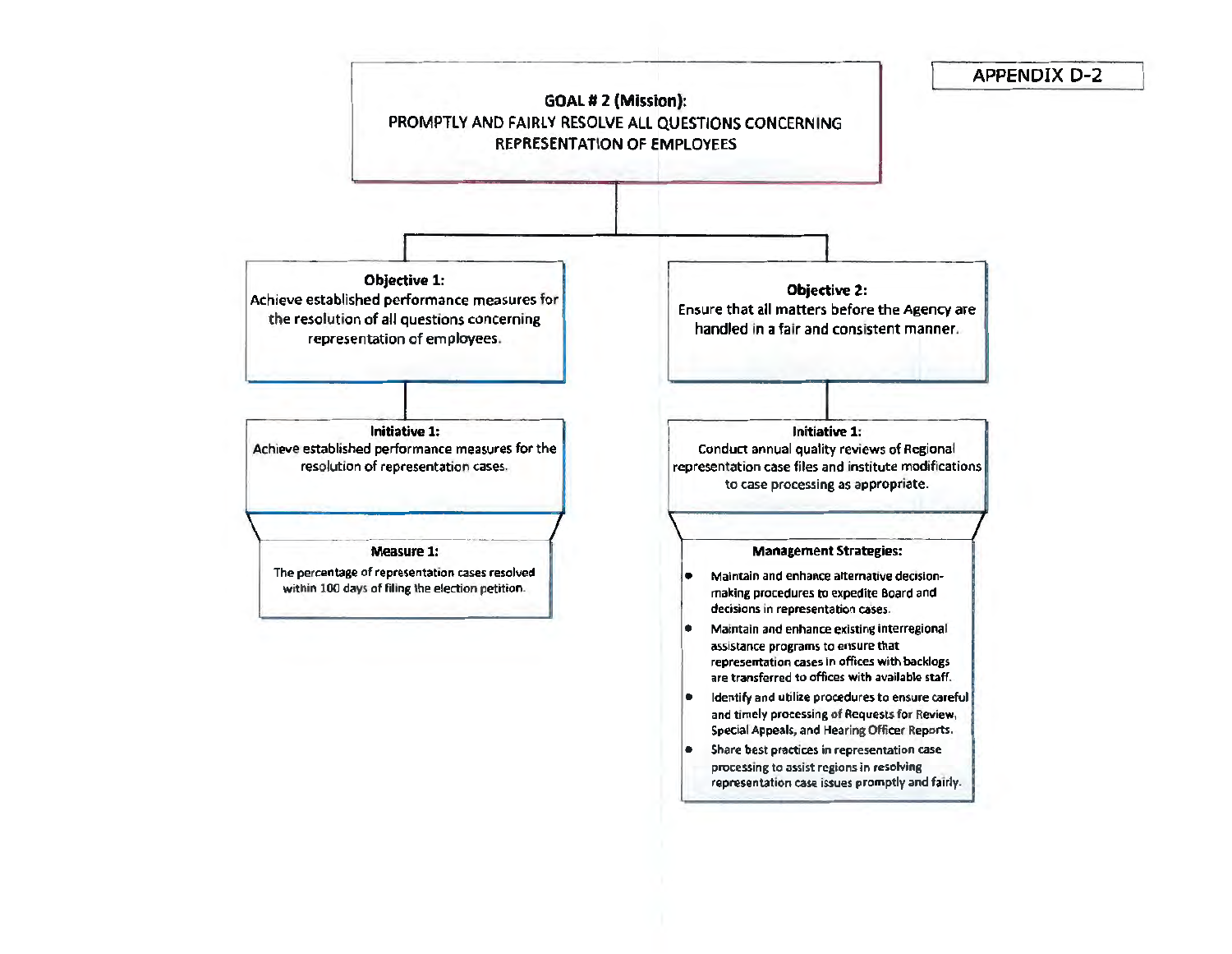APPENDIX D-2

# GOAL # 2 (Mission):

## PROMPTLY AND FAIRLY RESOLVE ALL QUESTIONS CONCERNING REPRESENTATION OF EMPLOYEES

### Objective 1:

Achieve established performance measures for the resolution of all questions concerning representation of employees.

#### Initiative 1:

Achieve established performance measures for the resolution of representation cases.

#### Measure 1:

The percentage of representation cases resolved within 100 days of filing the election petition.

### Objective 2:

Ensure that all matters before the Agency are handled in a fair and consistent manner.

#### Initiative 1:

Conduct annual quality reviews of Regional representation case files and institute modifications to case processing as appropriate.

#### Management Strategies:

- Maintain and enhance alternative decision-making procedures to expedite Board and decisions in representation cases.
- Maintain and enhance existing interregional assistance programs to ensure that representation cases in offices with backlogs are transferred to offices with available staff.
- Identify and utilize procedures to ensure careful and timely processing of Requests for Review, Special Appeals, and Hearing Officer Reports.
- Share best practices in representation case processing to assist regions in resolving representation case issues promptly and fairly.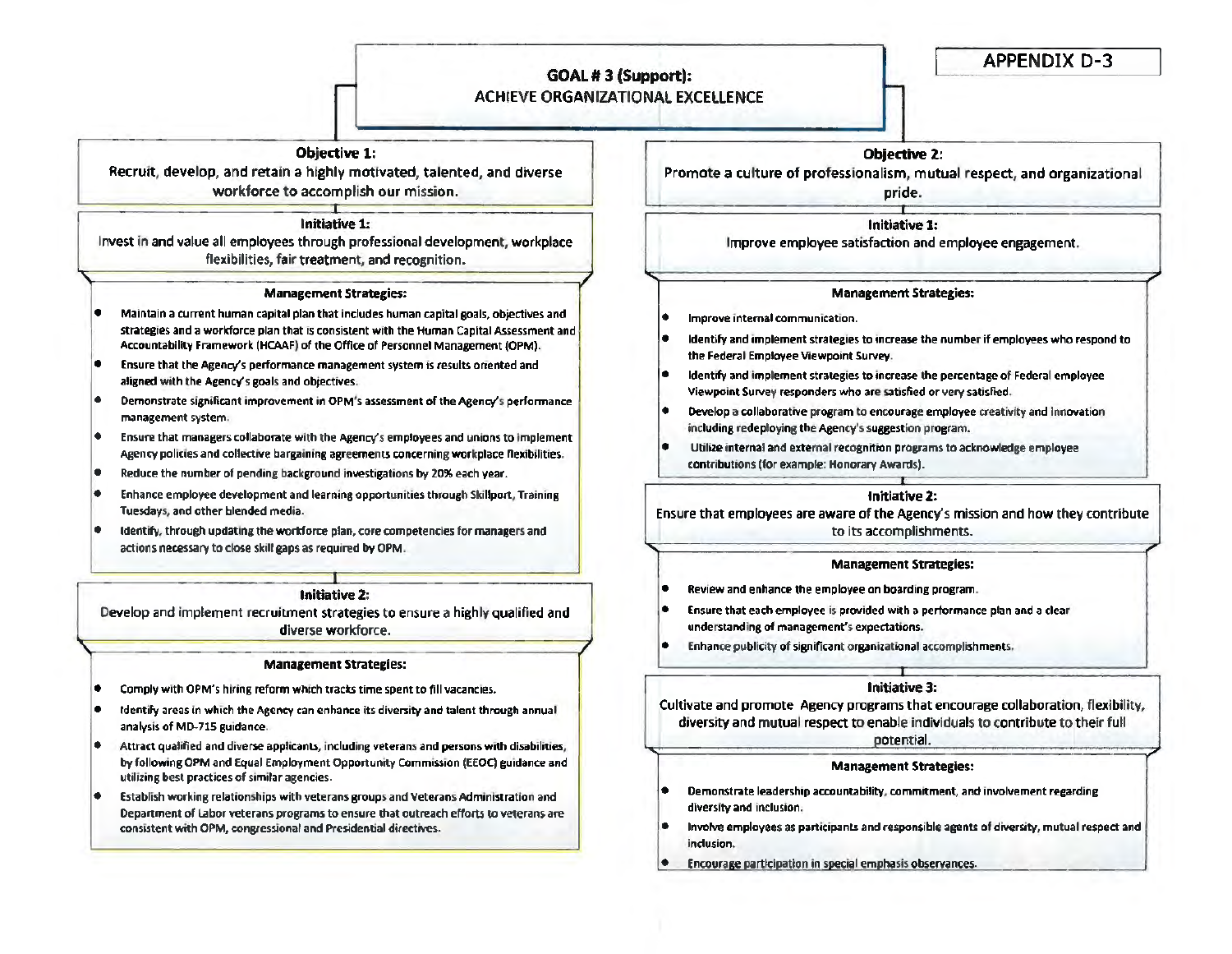APPENDIX D-3

# GOAL # 3 (Support): ACHIEVE ORGANIZATIONAL EXCELLENCE

## Objective 1: Recruit, develop, and retain a highly motivated, talented, and diverse workforce to accomplish our mission.

### Initiative 1: Invest in and value all employees through professional development, workplace flexibilities, fair treatment, and recognition.

**Management Strategies:**

- Maintain a current human capital plan that includes human capital goals, objectives and strategies and a workforce plan that is consistent with the Human Capital Assessment and Accountability Framework (HCAAF) of the Office of Personnel Management (OPM).
- Ensure that the Agency's performance management system is results oriented and aligned with the Agency's goals and objectives.
- Demonstrate significant improvement in OPM's assessment of the Agency's performance management system.
- Ensure that managers collaborate with the Agency's employees and unions to implement Agency policies and collective bargaining agreements concerning workplace flexibilities.
- Reduce the number of pending background investigations by 20% each year.
- Enhance employee development and learning opportunities through Skillport, Training Tuesdays, and other blended media.
- Identify, through updating the workforce plan, core competencies for managers and actions necessary to close skill gaps as required by OPM.

### Initiative 2: Develop and implement recruitment strategies to ensure a highly qualified and diverse workforce.

**Management Strategies:**

- Comply with OPM's hiring reform which tracks time spent to fill vacancies.
- Identify areas in which the Agency can enhance its diversity and talent through annual analysis of MD-715 guidance.
- Attract qualified and diverse applicants, including veterans and persons with disabilities, by following OPM and Equal Employment Opportunity Commission (EEOC) guidance and utilizing best practices of similar agencies.
- Establish working relationships with veterans groups and Veterans Administration and Department of Labor veterans programs to ensure that outreach efforts to veterans are consistent with OPM, congressional and Presidential directives.

## Objective 2: Promote a culture of professionalism, mutual respect, and organizational pride.

### Initiative 1: Improve employee satisfaction and employee engagement.

**Management Strategies:**

- Improve internal communication.
- Identify and implement strategies to increase the number if employees who respond to the Federal Employee Viewpoint Survey.
- Identify and implement strategies to increase the percentage of Federal employee Viewpoint Survey responders who are satisfied or very satisfied.
- Develop a collaborative program to encourage employee creativity and innovation including redeploying the Agency's suggestion program.
- Utilize internal and external recognition programs to acknowledge employee contributions (for example: Honorary Awards).

### Initiative 2: Ensure that employees are aware of the Agency's mission and how they contribute to its accomplishments.

**Management Strategies:**

- Review and enhance the employee on boarding program.
- Ensure that each employee is provided with a performance plan and a clear understanding of management's expectations.
- Enhance publicity of significant organizational accomplishments.

### Initiative 3: Cultivate and promote Agency programs that encourage collaboration, flexibility, diversity and mutual respect to enable individuals to contribute to their full potential.

**Management Strategies:**

- Demonstrate leadership accountability, commitment, and involvement regarding diversity and inclusion.
- Involve employees as participants and responsible agents of diversity, mutual respect and inclusion.
- Encourage participation in special emphasis observances.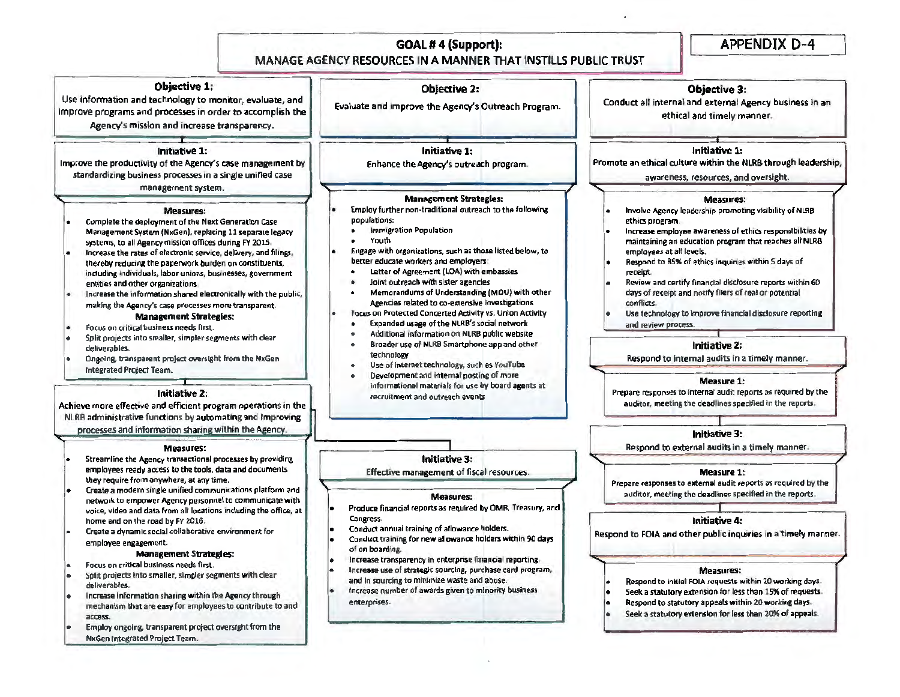# GOAL # 4 (Support): MANAGE AGENCY RESOURCES IN A MANNER THAT INSTILLS PUBLIC TRUST

**APPENDIX D-4**

## Objective 1:

Use information and technology to monitor, evaluate, and improve programs and processes in order to accomplish the Agency's mission and increase transparency.

### Initiative 1:

Improve the productivity of the Agency's case management by standardizing business processes in a single unified case management system.

**Measures:**

- Complete the deployment of the Next Generation Case Management System (NxGen), replacing 11 separate legacy systems, to all Agency mission offices during FY 2015.
- Increase the rates of electronic service, delivery, and filings, thereby reducing the paperwork burden on constituents, including individuals, labor unions, businesses, government entities and other organizations.
- Increase the information shared electronically with the public, making the Agency's case processes more transparent.

**Management Strategies:**

- Focus on critical business needs first.
- Split projects into smaller, simpler segments with clear deliverables.
- Ongoing, transparent project oversight from the NxGen Integrated Project Team.

### Initiative 2:

Achieve more effective and efficient program operations in the NLRB administrative functions by automating and improving processes and information sharing within the Agency.

**Measures:**

- Streamline the Agency transactional processes by providing employees ready access to the tools, data and documents they require from anywhere, at any time.
- Create a modern single unified communications platform and network to empower Agency personnel to communicate with voice, video and data from all locations including the office, at home and on the road by FY 2016.
- Create a dynamic social collaborative environment for employee engagement.

**Management Strategies:**

- Focus on critical business needs first.
- Split projects into smaller, simpler segments with clear deliverables.
- Increase information sharing within the Agency through mechanism that are easy for employees to contribute to and access.
- Employ ongoing, transparent project oversight from the NxGen Integrated Project Team.

### Initiative 3:

Effective management of fiscal resources.

**Measures:**

- Produce financial reports as required by OMB, Treasury, and Congress.
- Conduct annual training of allowance holders.
- Conduct training for new allowance holders within 90 days of on boarding.
- Increase transparency in enterprise financial reporting.
- Increase use of strategic sourcing, purchase card program, and in sourcing to minimize waste and abuse.
- Increase number of awards given to minority business enterprises.

## Objective 2:

Evaluate and improve the Agency's Outreach Program.

### Initiative 1:

Enhance the Agency's outreach program.

**Management Strategies:**

- Employ further non-traditional outreach to the following populations:
  - Immigration Population
  - Youth
- Engage with organizations, such as those listed below, to better educate workers and employers:
  - Letter of Agreement (LOA) with embassies
  - Joint outreach with sister agencies
  - Memorandums of Understanding (MOU) with other Agencies related to co-extensive investigations
- Focus on Protected Concerted Activity vs. Union Activity
  - Expanded usage of the NLRB's social network
  - Additional information on NLRB public website
  - Broader use of NLRB Smartphone app and other technology
  - Use of internet technology, such as YouTube
  - Development and internal posting of more informational materials for use by board agents at recruitment and outreach events

## Objective 3:

Conduct all internal and external Agency business in an ethical and timely manner.

### Initiative 1:

Promote an ethical culture within the NLRB through leadership, awareness, resources, and oversight.

**Measures:**

- Involve Agency leadership promoting visibility of NLRB ethics program.
- Increase employee awareness of ethics responsibilities by maintaining an education program that reaches all NLRB employees at all levels.
- Respond to 85% of ethics inquiries within 5 days of receipt.
- Review and certify financial disclosure reports within 60 days of receipt and notify filers of real or potential conflicts.
- Use technology to improve financial disclosure reporting and review process.

### Initiative 2:

Respond to internal audits in a timely manner.

**Measure 1:**

Prepare responses to internal audit reports as required by the auditor, meeting the deadlines specified in the reports.

### Initiative 3:

Respond to external audits in a timely manner.

**Measure 1:**

Prepare responses to external audit reports as required by the auditor, meeting the deadlines specified in the reports.

### Initiative 4:

Respond to FOIA and other public inquiries in a timely manner.

**Measures:**

- Respond to initial FOIA requests within 20 working days.
- Seek a statutory extension for less than 15% of requests.
- Respond to statutory appeals within 20 working days.
- Seek a statutory extension for less than 20% of appeals.